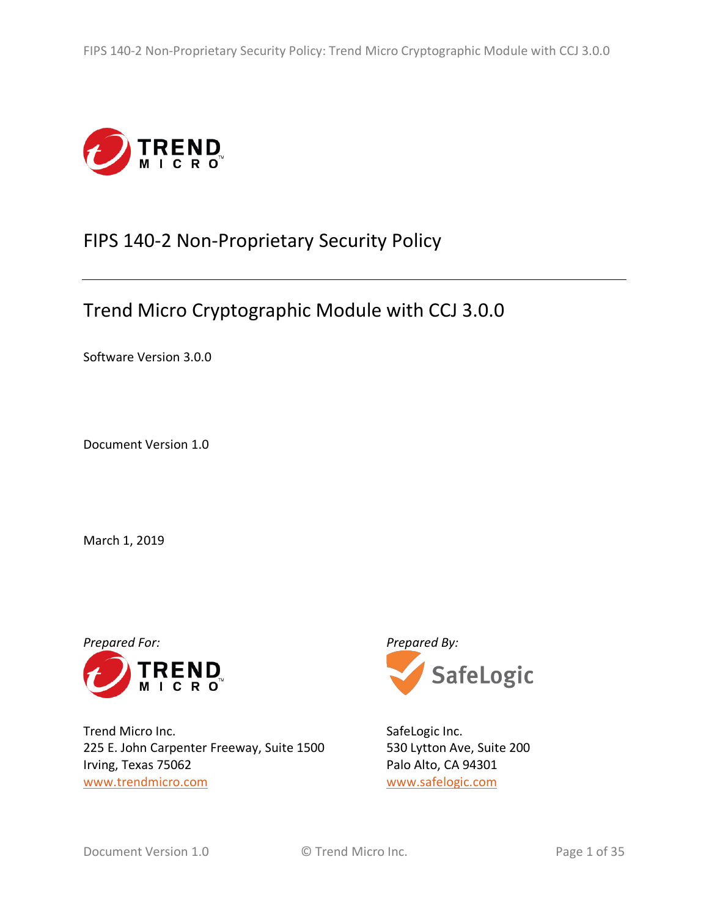# FIPS 140-2 Non-Proprietary Security Policy

## Trend Micro Cryptographic Module with CCJ 3.0.0

Software Version 3.0.0

Document Version 1.0

March 1, 2019

*Prepared For:*

Trend Micro Inc.
225 E. John Carpenter Freeway, Suite 1500
Irving, Texas 75062
www.trendmicro.com

*Prepared By:*

SafeLogic Inc.
530 Lytton Ave, Suite 200
Palo Alto, CA 94301
www.safelogic.com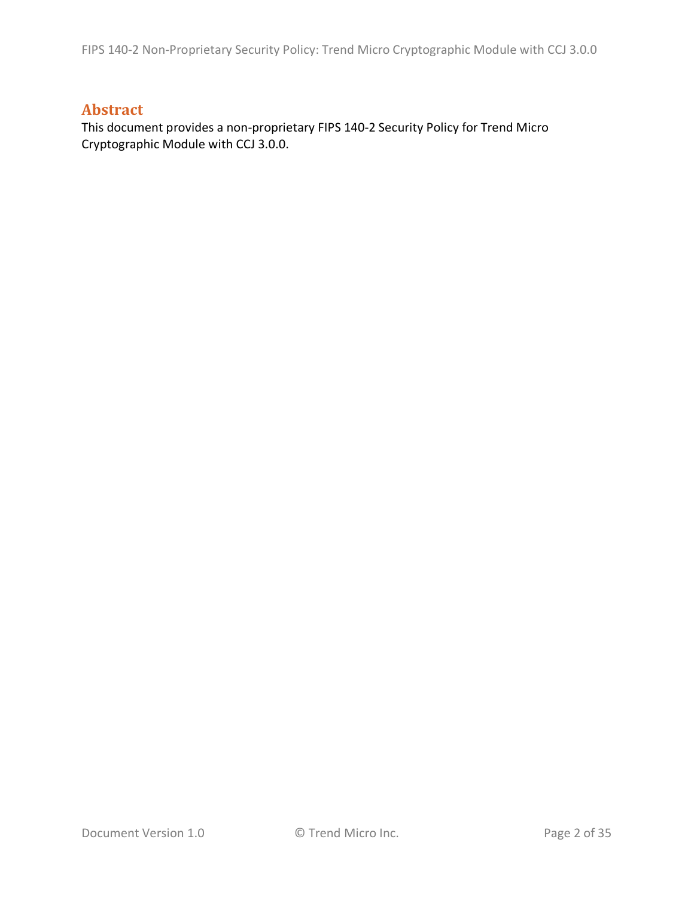## Abstract

This document provides a non-proprietary FIPS 140-2 Security Policy for Trend Micro Cryptographic Module with CCJ 3.0.0.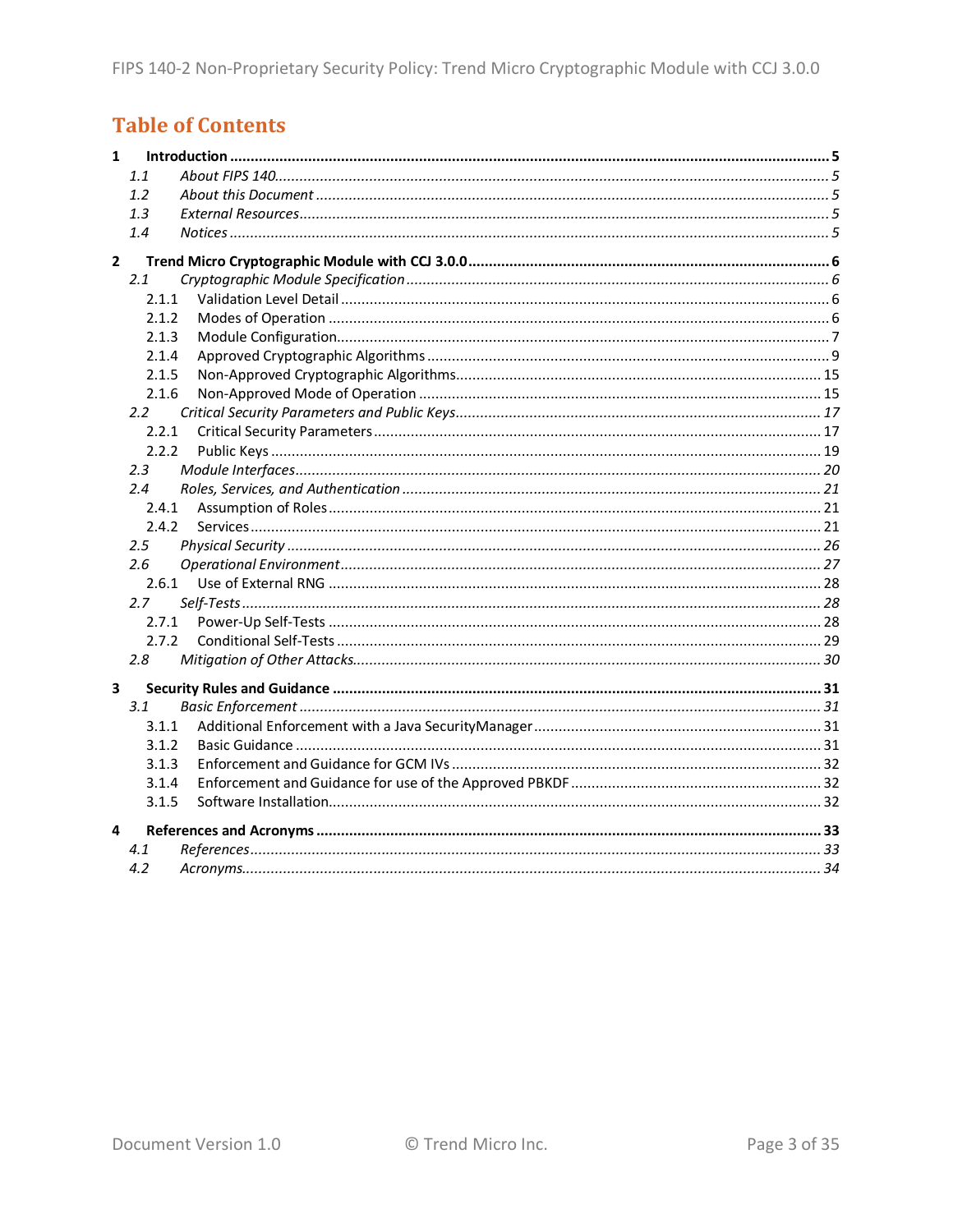# Table of Contents

**1 Introduction** ..... **5**

*1.1 About FIPS 140* ..... *5*

*1.2 About this Document* ..... *5*

*1.3 External Resources* ..... *5*

*1.4 Notices* ..... *5*

**2 Trend Micro Cryptographic Module with CCJ 3.0.0** ..... **6**

*2.1 Cryptographic Module Specification* ..... *6*

2.1.1 Validation Level Detail ..... 6

2.1.2 Modes of Operation ..... 6

2.1.3 Module Configuration ..... 7

2.1.4 Approved Cryptographic Algorithms ..... 9

2.1.5 Non-Approved Cryptographic Algorithms ..... 15

2.1.6 Non-Approved Mode of Operation ..... 15

*2.2 Critical Security Parameters and Public Keys* ..... *17*

2.2.1 Critical Security Parameters ..... 17

2.2.2 Public Keys ..... 19

*2.3 Module Interfaces* ..... *20*

*2.4 Roles, Services, and Authentication* ..... *21*

2.4.1 Assumption of Roles ..... 21

2.4.2 Services ..... 21

*2.5 Physical Security* ..... *26*

*2.6 Operational Environment* ..... *27*

2.6.1 Use of External RNG ..... 28

*2.7 Self-Tests* ..... *28*

2.7.1 Power-Up Self-Tests ..... 28

2.7.2 Conditional Self-Tests ..... 29

*2.8 Mitigation of Other Attacks* ..... *30*

**3 Security Rules and Guidance** ..... **31**

*3.1 Basic Enforcement* ..... *31*

3.1.1 Additional Enforcement with a Java SecurityManager ..... 31

3.1.2 Basic Guidance ..... 31

3.1.3 Enforcement and Guidance for GCM IVs ..... 32

3.1.4 Enforcement and Guidance for use of the Approved PBKDF ..... 32

3.1.5 Software Installation ..... 32

**4 References and Acronyms** ..... **33**

*4.1 References* ..... *33*

*4.2 Acronyms* ..... *34*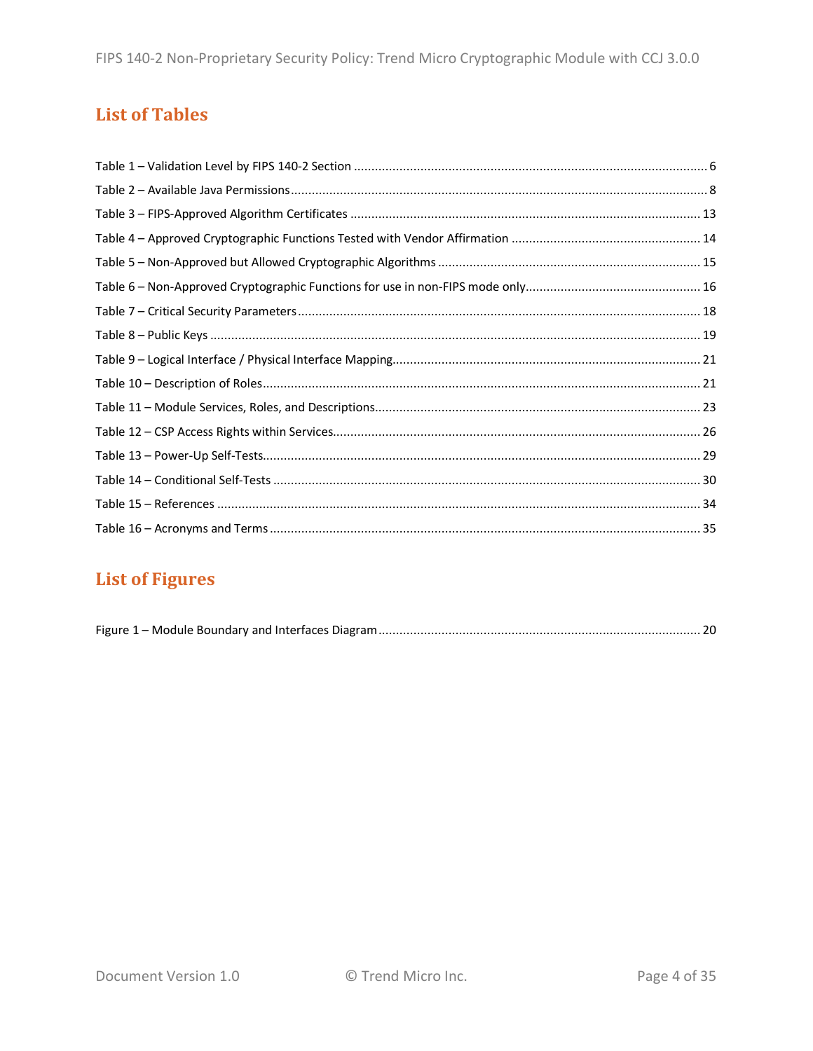# List of Tables

Table 1 – Validation Level by FIPS 140-2 Section ........................................................................................ 6
Table 2 – Available Java Permissions ........................................................................................................ 8
Table 3 – FIPS-Approved Algorithm Certificates ...................................................................................... 13
Table 4 – Approved Cryptographic Functions Tested with Vendor Affirmation ........................................ 14
Table 5 – Non-Approved but Allowed Cryptographic Algorithms ............................................................. 15
Table 6 – Non-Approved Cryptographic Functions for use in non-FIPS mode only.................................... 16
Table 7 – Critical Security Parameters ..................................................................................................... 18
Table 8 – Public Keys ............................................................................................................................... 19
Table 9 – Logical Interface / Physical Interface Mapping.......................................................................... 21
Table 10 – Description of Roles ............................................................................................................... 21
Table 11 – Module Services, Roles, and Descriptions............................................................................... 23
Table 12 – CSP Access Rights within Services.......................................................................................... 26
Table 13 – Power-Up Self-Tests ............................................................................................................... 29
Table 14 – Conditional Self-Tests ............................................................................................................ 30
Table 15 – References ............................................................................................................................. 34
Table 16 – Acronyms and Terms ............................................................................................................. 35

# List of Figures

Figure 1 – Module Boundary and Interfaces Diagram ............................................................................... 20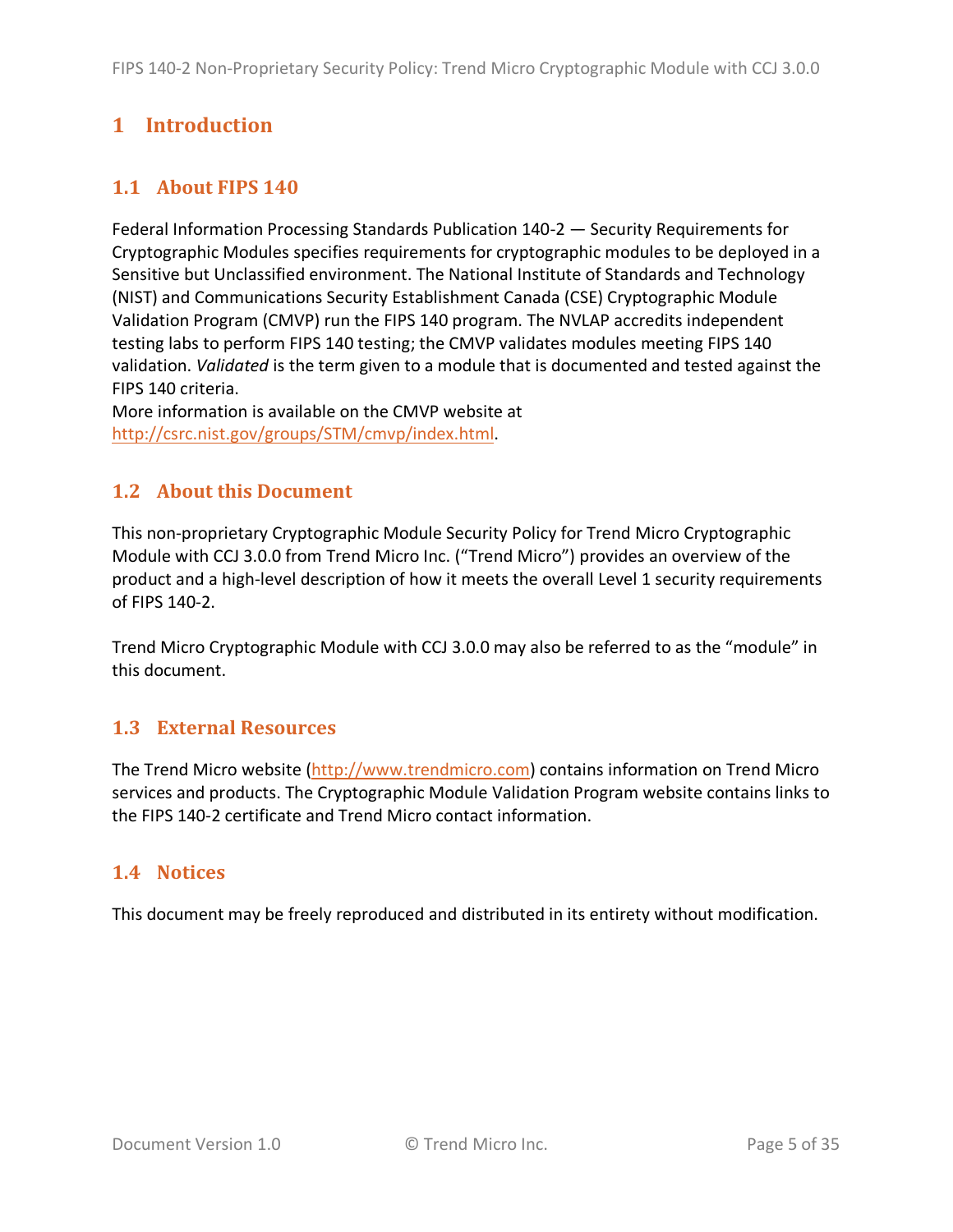# 1 Introduction

## 1.1 About FIPS 140

Federal Information Processing Standards Publication 140-2 — Security Requirements for Cryptographic Modules specifies requirements for cryptographic modules to be deployed in a Sensitive but Unclassified environment. The National Institute of Standards and Technology (NIST) and Communications Security Establishment Canada (CSE) Cryptographic Module Validation Program (CMVP) run the FIPS 140 program. The NVLAP accredits independent testing labs to perform FIPS 140 testing; the CMVP validates modules meeting FIPS 140 validation. *Validated* is the term given to a module that is documented and tested against the FIPS 140 criteria.
More information is available on the CMVP website at http://csrc.nist.gov/groups/STM/cmvp/index.html.

## 1.2 About this Document

This non-proprietary Cryptographic Module Security Policy for Trend Micro Cryptographic Module with CCJ 3.0.0 from Trend Micro Inc. ("Trend Micro") provides an overview of the product and a high-level description of how it meets the overall Level 1 security requirements of FIPS 140-2.

Trend Micro Cryptographic Module with CCJ 3.0.0 may also be referred to as the "module" in this document.

## 1.3 External Resources

The Trend Micro website (http://www.trendmicro.com) contains information on Trend Micro services and products. The Cryptographic Module Validation Program website contains links to the FIPS 140-2 certificate and Trend Micro contact information.

## 1.4 Notices

This document may be freely reproduced and distributed in its entirety without modification.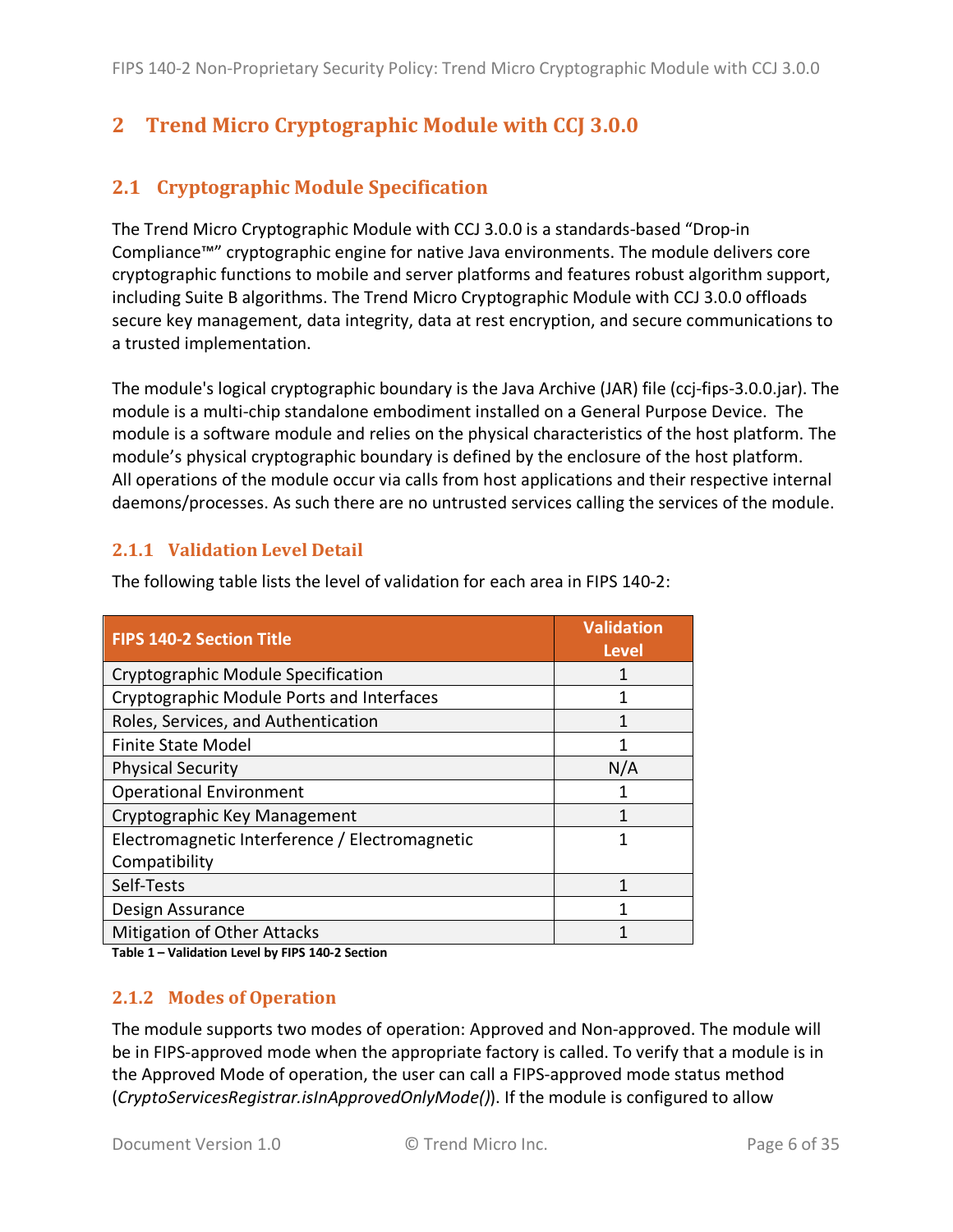# 2 Trend Micro Cryptographic Module with CCJ 3.0.0

## 2.1 Cryptographic Module Specification

The Trend Micro Cryptographic Module with CCJ 3.0.0 is a standards-based "Drop-in Compliance™" cryptographic engine for native Java environments. The module delivers core cryptographic functions to mobile and server platforms and features robust algorithm support, including Suite B algorithms. The Trend Micro Cryptographic Module with CCJ 3.0.0 offloads secure key management, data integrity, data at rest encryption, and secure communications to a trusted implementation.

The module's logical cryptographic boundary is the Java Archive (JAR) file (ccj-fips-3.0.0.jar). The module is a multi-chip standalone embodiment installed on a General Purpose Device. The module is a software module and relies on the physical characteristics of the host platform. The module's physical cryptographic boundary is defined by the enclosure of the host platform. All operations of the module occur via calls from host applications and their respective internal daemons/processes. As such there are no untrusted services calling the services of the module.

### 2.1.1 Validation Level Detail

The following table lists the level of validation for each area in FIPS 140-2:

| FIPS 140-2 Section Title | Validation Level |
|---|---|
| Cryptographic Module Specification | 1 |
| Cryptographic Module Ports and Interfaces | 1 |
| Roles, Services, and Authentication | 1 |
| Finite State Model | 1 |
| Physical Security | N/A |
| Operational Environment | 1 |
| Cryptographic Key Management | 1 |
| Electromagnetic Interference / Electromagnetic Compatibility | 1 |
| Self-Tests | 1 |
| Design Assurance | 1 |
| Mitigation of Other Attacks | 1 |

**Table 1 – Validation Level by FIPS 140-2 Section**

### 2.1.2 Modes of Operation

The module supports two modes of operation: Approved and Non-approved. The module will be in FIPS-approved mode when the appropriate factory is called. To verify that a module is in the Approved Mode of operation, the user can call a FIPS-approved mode status method (*CryptoServicesRegistrar.isInApprovedOnlyMode()*). If the module is configured to allow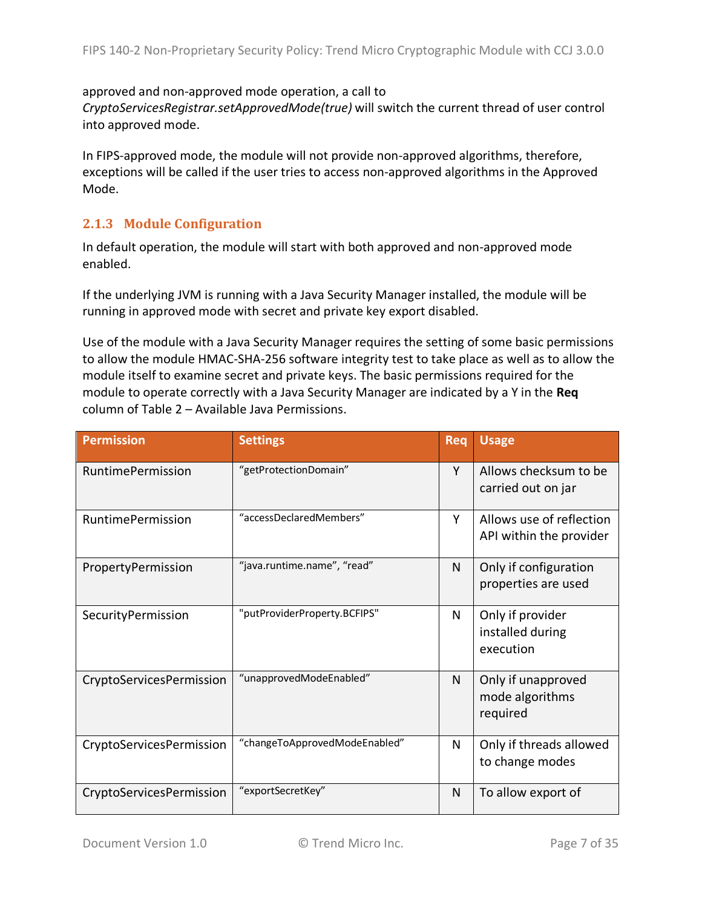approved and non-approved mode operation, a call to *CryptoServicesRegistrar.setApprovedMode(true)* will switch the current thread of user control into approved mode.

In FIPS-approved mode, the module will not provide non-approved algorithms, therefore, exceptions will be called if the user tries to access non-approved algorithms in the Approved Mode.

### 2.1.3 Module Configuration

In default operation, the module will start with both approved and non-approved mode enabled.

If the underlying JVM is running with a Java Security Manager installed, the module will be running in approved mode with secret and private key export disabled.

Use of the module with a Java Security Manager requires the setting of some basic permissions to allow the module HMAC-SHA-256 software integrity test to take place as well as to allow the module itself to examine secret and private keys. The basic permissions required for the module to operate correctly with a Java Security Manager are indicated by a Y in the **Req** column of Table 2 – Available Java Permissions.

| Permission | Settings | Req | Usage |
|---|---|---|---|
| RuntimePermission | "getProtectionDomain" | Y | Allows checksum to be carried out on jar |
| RuntimePermission | "accessDeclaredMembers" | Y | Allows use of reflection API within the provider |
| PropertyPermission | "java.runtime.name", "read" | N | Only if configuration properties are used |
| SecurityPermission | "putProviderProperty.BCFIPS" | N | Only if provider installed during execution |
| CryptoServicesPermission | "unapprovedModeEnabled" | N | Only if unapproved mode algorithms required |
| CryptoServicesPermission | "changeToApprovedModeEnabled" | N | Only if threads allowed to change modes |
| CryptoServicesPermission | "exportSecretKey" | N | To allow export of |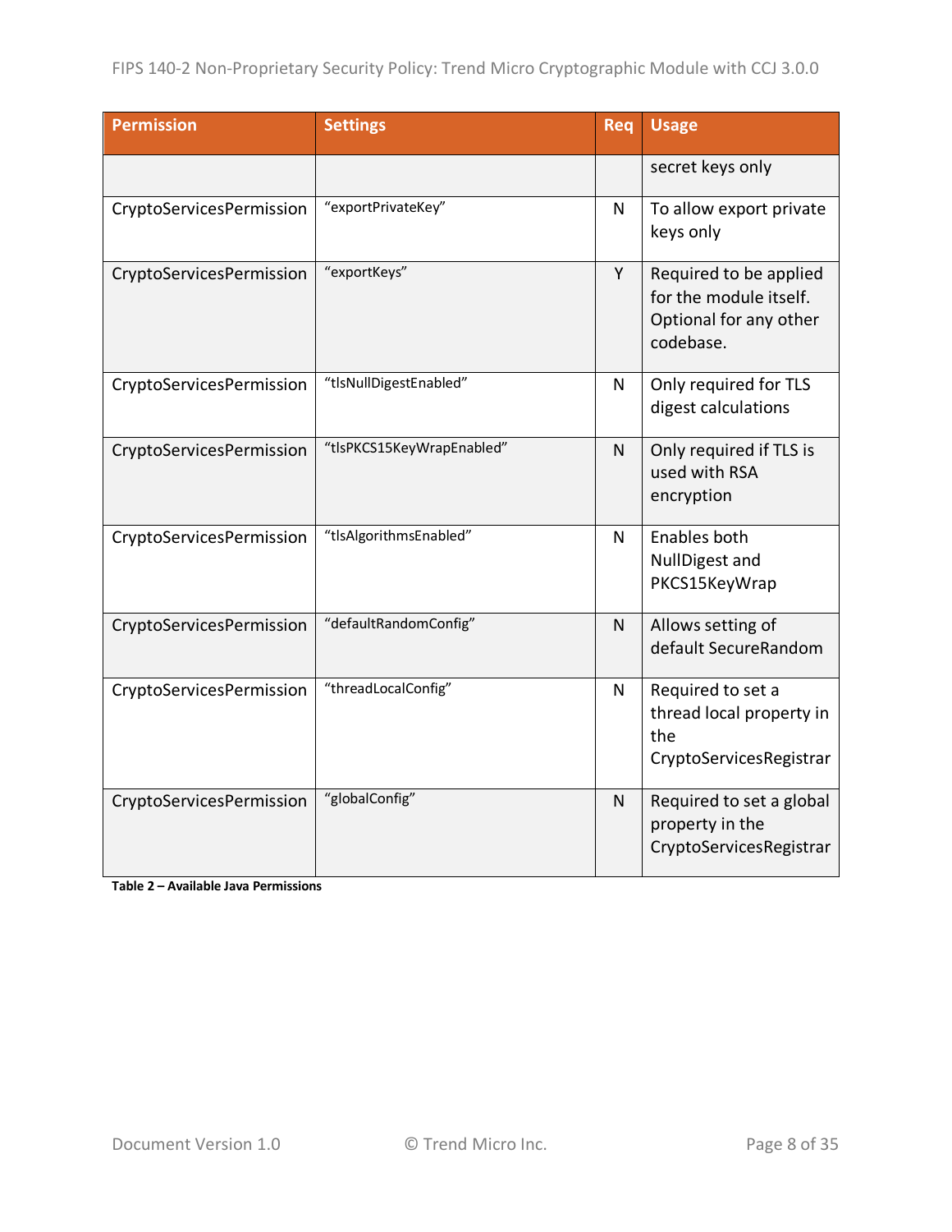| Permission | Settings | Req | Usage |
|---|---|---|---|
| | | | secret keys only |
| CryptoServicesPermission | "exportPrivateKey" | N | To allow export private keys only |
| CryptoServicesPermission | "exportKeys" | Y | Required to be applied for the module itself. Optional for any other codebase. |
| CryptoServicesPermission | "tlsNullDigestEnabled" | N | Only required for TLS digest calculations |
| CryptoServicesPermission | "tlsPKCS15KeyWrapEnabled" | N | Only required if TLS is used with RSA encryption |
| CryptoServicesPermission | "tlsAlgorithmsEnabled" | N | Enables both NullDigest and PKCS15KeyWrap |
| CryptoServicesPermission | "defaultRandomConfig" | N | Allows setting of default SecureRandom |
| CryptoServicesPermission | "threadLocalConfig" | N | Required to set a thread local property in the CryptoServicesRegistrar |
| CryptoServicesPermission | "globalConfig" | N | Required to set a global property in the CryptoServicesRegistrar |

**Table 2 – Available Java Permissions**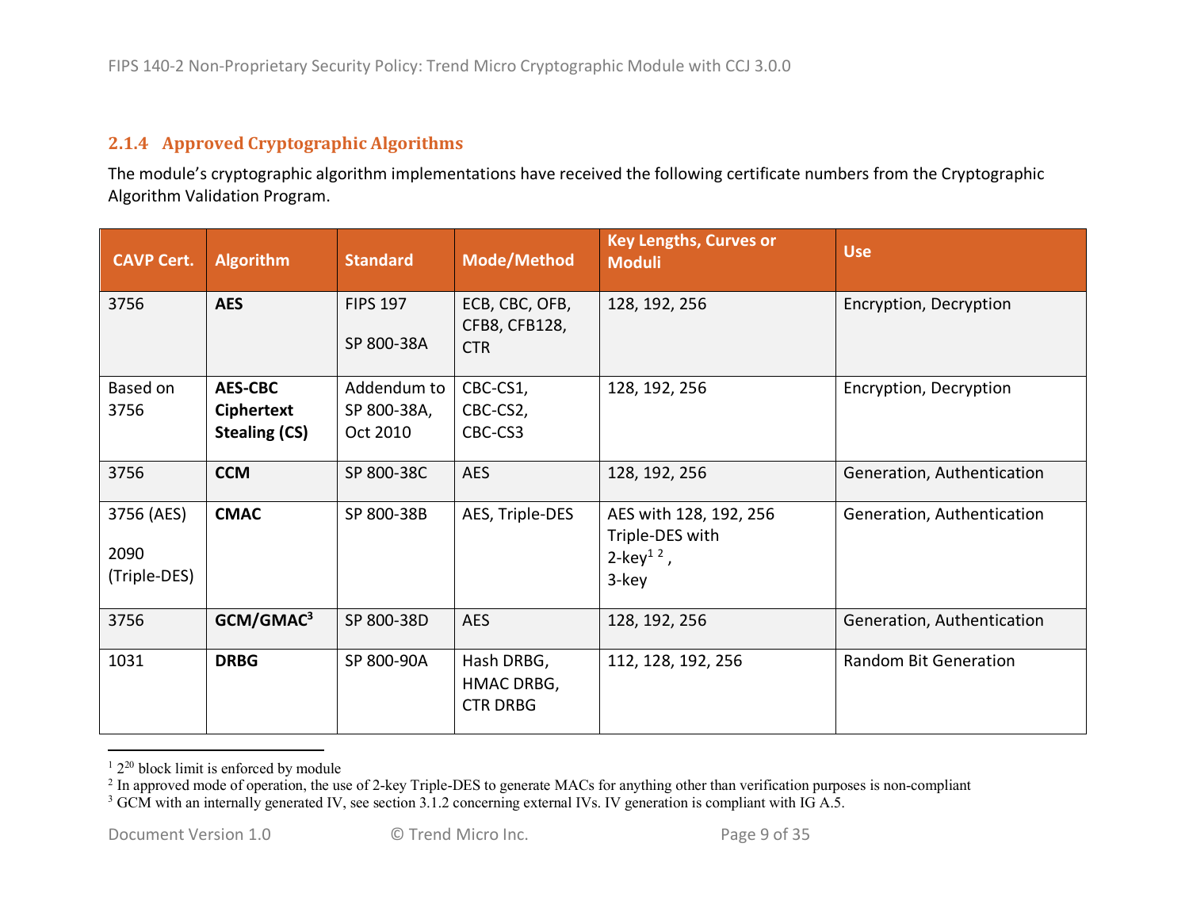### 2.1.4 Approved Cryptographic Algorithms

The module's cryptographic algorithm implementations have received the following certificate numbers from the Cryptographic Algorithm Validation Program.

| CAVP Cert. | Algorithm | Standard | Mode/Method | Key Lengths, Curves or Moduli | Use |
|---|---|---|---|---|---|
| 3756 | **AES** | FIPS 197<br>SP 800-38A | ECB, CBC, OFB, CFB8, CFB128, CTR | 128, 192, 256 | Encryption, Decryption |
| Based on 3756 | **AES-CBC Ciphertext Stealing (CS)** | Addendum to SP 800-38A, Oct 2010 | CBC-CS1, CBC-CS2, CBC-CS3 | 128, 192, 256 | Encryption, Decryption |
| 3756 | **CCM** | SP 800-38C | AES | 128, 192, 256 | Generation, Authentication |
| 3756 (AES)<br>2090 (Triple-DES) | **CMAC** | SP 800-38B | AES, Triple-DES | AES with 128, 192, 256<br>Triple-DES with<br>2-key[1] [2] ,<br>3-key | Generation, Authentication |
| 3756 | **GCM/GMAC[3]** | SP 800-38D | AES | 128, 192, 256 | Generation, Authentication |
| 1031 | **DRBG** | SP 800-90A | Hash DRBG, HMAC DRBG, CTR DRBG | 112, 128, 192, 256 | Random Bit Generation |

[1] $2^{20}$ block limit is enforced by module

[2] In approved mode of operation, the use of 2-key Triple-DES to generate MACs for anything other than verification purposes is non-compliant

[3] GCM with an internally generated IV, see section 3.1.2 concerning external IVs. IV generation is compliant with IG A.5.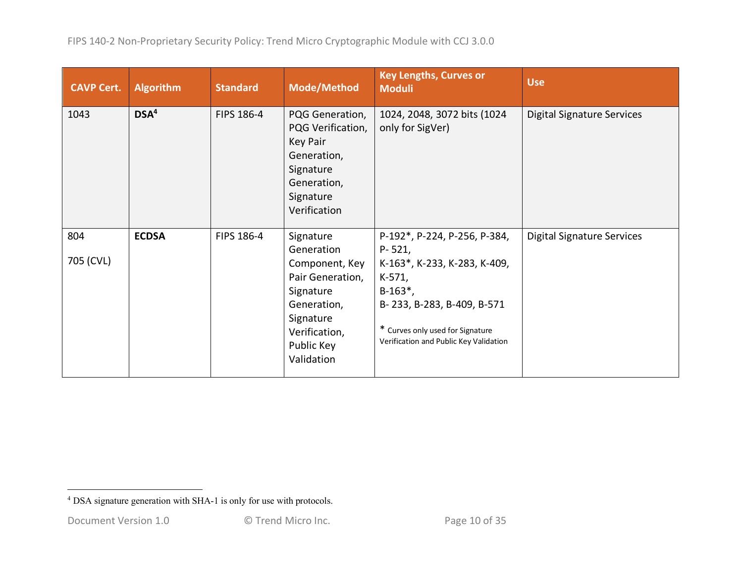| CAVP Cert. | Algorithm | Standard | Mode/Method | Key Lengths, Curves or Moduli | Use |
|---|---|---|---|---|---|
| 1043 | **DSA**[4] | FIPS 186-4 | PQG Generation, PQG Verification, Key Pair Generation, Signature Generation, Signature Verification | 1024, 2048, 3072 bits (1024 only for SigVer) | Digital Signature Services |
| 804<br>705 (CVL) | **ECDSA** | FIPS 186-4 | Signature Generation Component, Key Pair Generation, Signature Generation, Signature Verification, Public Key Validation | P-192*, P-224, P-256, P-384, P- 521,<br>K-163*, K-233, K-283, K-409, K-571,<br>B-163*,<br>B- 233, B-283, B-409, B-571<br><br>* Curves only used for Signature Verification and Public Key Validation | Digital Signature Services |

[4] DSA signature generation with SHA-1 is only for use with protocols.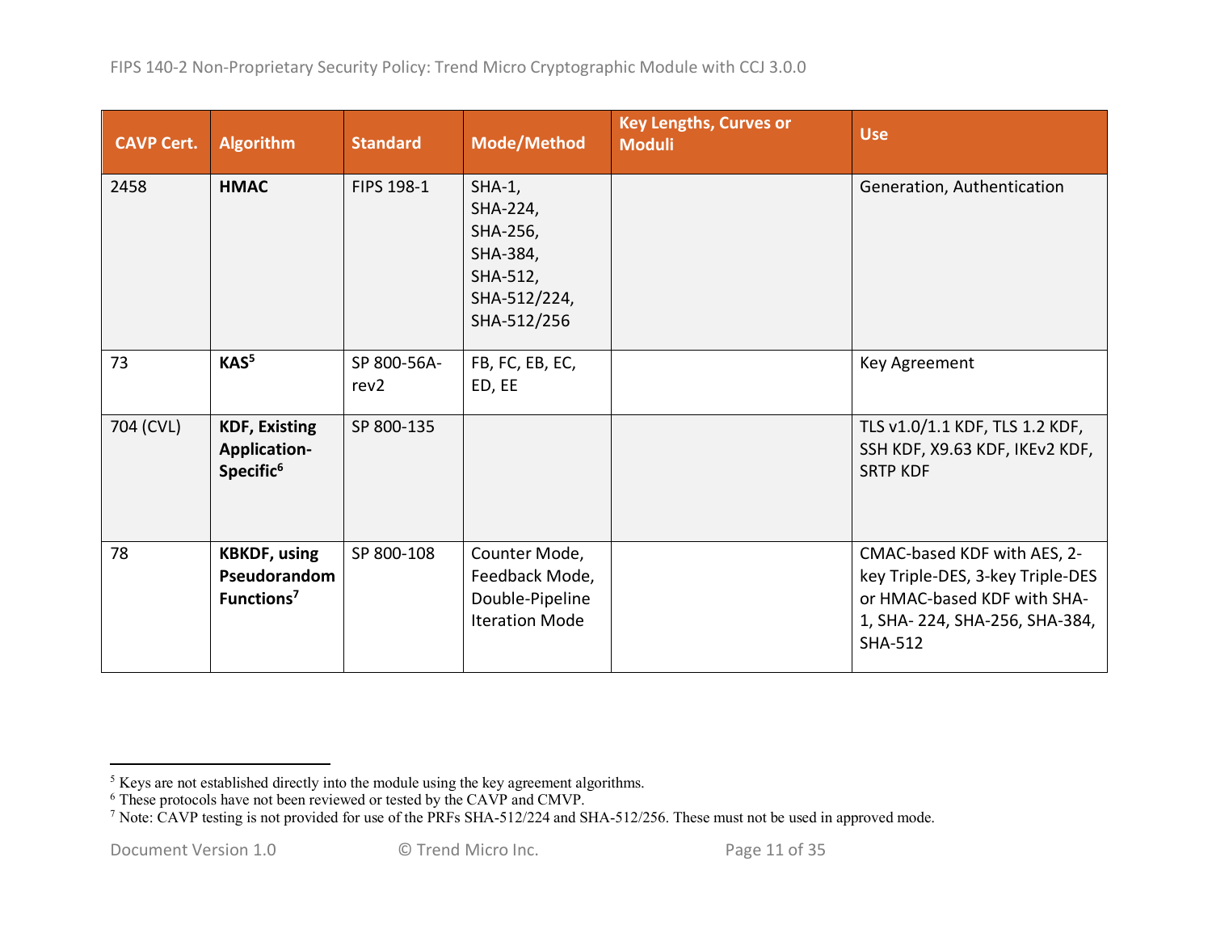| CAVP Cert. | Algorithm | Standard | Mode/Method | Key Lengths, Curves or Moduli | Use |
|---|---|---|---|---|---|
| 2458 | **HMAC** | FIPS 198-1 | SHA-1, SHA-224, SHA-256, SHA-384, SHA-512, SHA-512/224, SHA-512/256 | | Generation, Authentication |
| 73 | **KAS**[5] | SP 800-56A-rev2 | FB, FC, EB, EC, ED, EE | | Key Agreement |
| 704 (CVL) | **KDF, Existing Application-Specific**[6] | SP 800-135 | | | TLS v1.0/1.1 KDF, TLS 1.2 KDF, SSH KDF, X9.63 KDF, IKEv2 KDF, SRTP KDF |
| 78 | **KBKDF, using Pseudorandom Functions**[7] | SP 800-108 | Counter Mode, Feedback Mode, Double-Pipeline Iteration Mode | | CMAC-based KDF with AES, 2-key Triple-DES, 3-key Triple-DES or HMAC-based KDF with SHA-1, SHA- 224, SHA-256, SHA-384, SHA-512 |

[5] Keys are not established directly into the module using the key agreement algorithms.

[6] These protocols have not been reviewed or tested by the CAVP and CMVP.

[7] Note: CAVP testing is not provided for use of the PRFs SHA-512/224 and SHA-512/256. These must not be used in approved mode.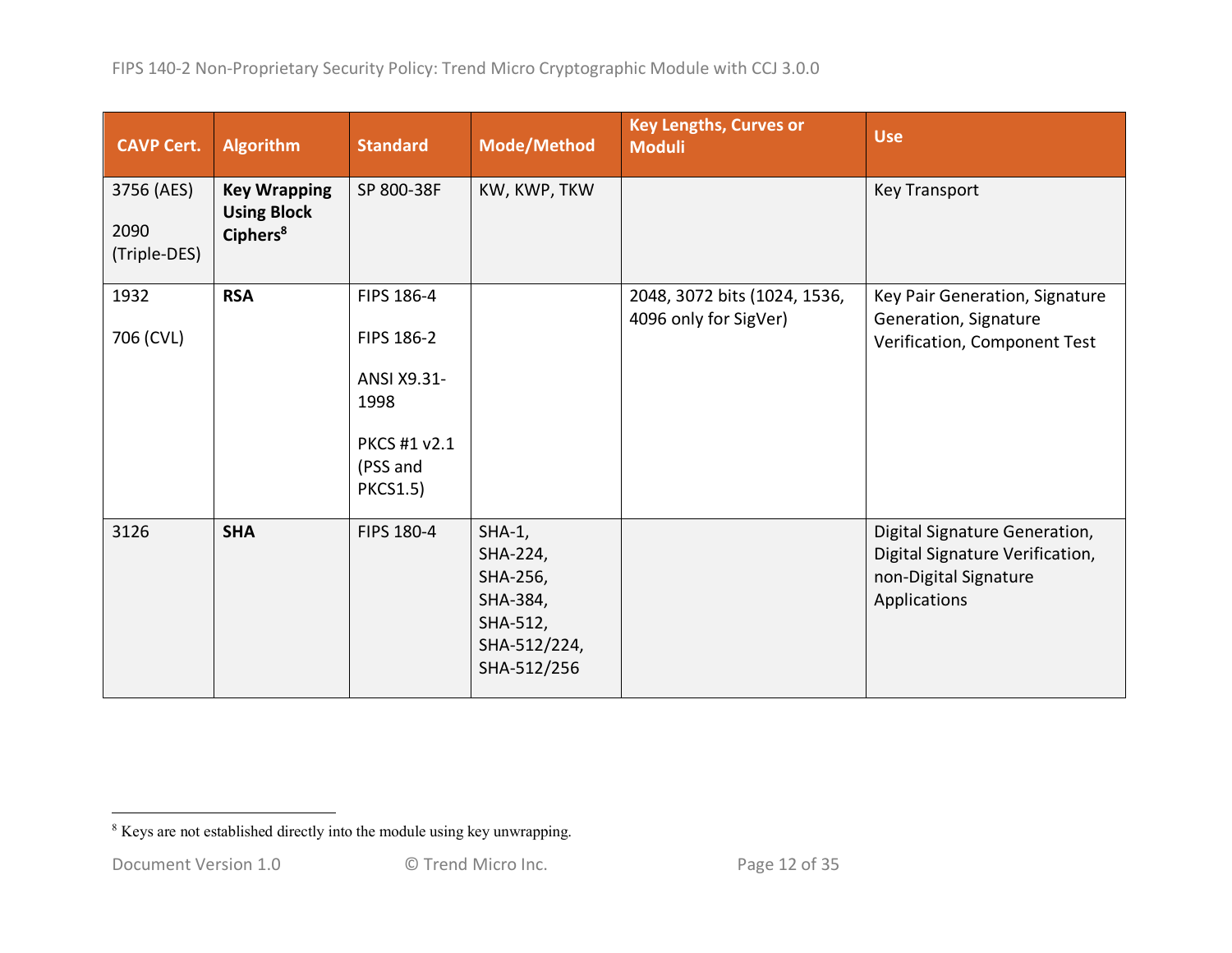| CAVP Cert. | Algorithm | Standard | Mode/Method | Key Lengths, Curves or Moduli | Use |
| --- | --- | --- | --- | --- | --- |
| 3756 (AES)<br><br>2090 (Triple-DES) | **Key Wrapping Using Block Ciphers**[8] | SP 800-38F | KW, KWP, TKW | | Key Transport |
| 1932<br><br>706 (CVL) | **RSA** | FIPS 186-4<br><br>FIPS 186-2<br><br>ANSI X9.31-1998<br><br>PKCS #1 v2.1 (PSS and PKCS1.5) | | 2048, 3072 bits (1024, 1536, 4096 only for SigVer) | Key Pair Generation, Signature Generation, Signature Verification, Component Test |
| 3126 | **SHA** | FIPS 180-4 | SHA-1, SHA-224, SHA-256, SHA-384, SHA-512, SHA-512/224, SHA-512/256 | | Digital Signature Generation, Digital Signature Verification, non-Digital Signature Applications |

[8] Keys are not established directly into the module using key unwrapping.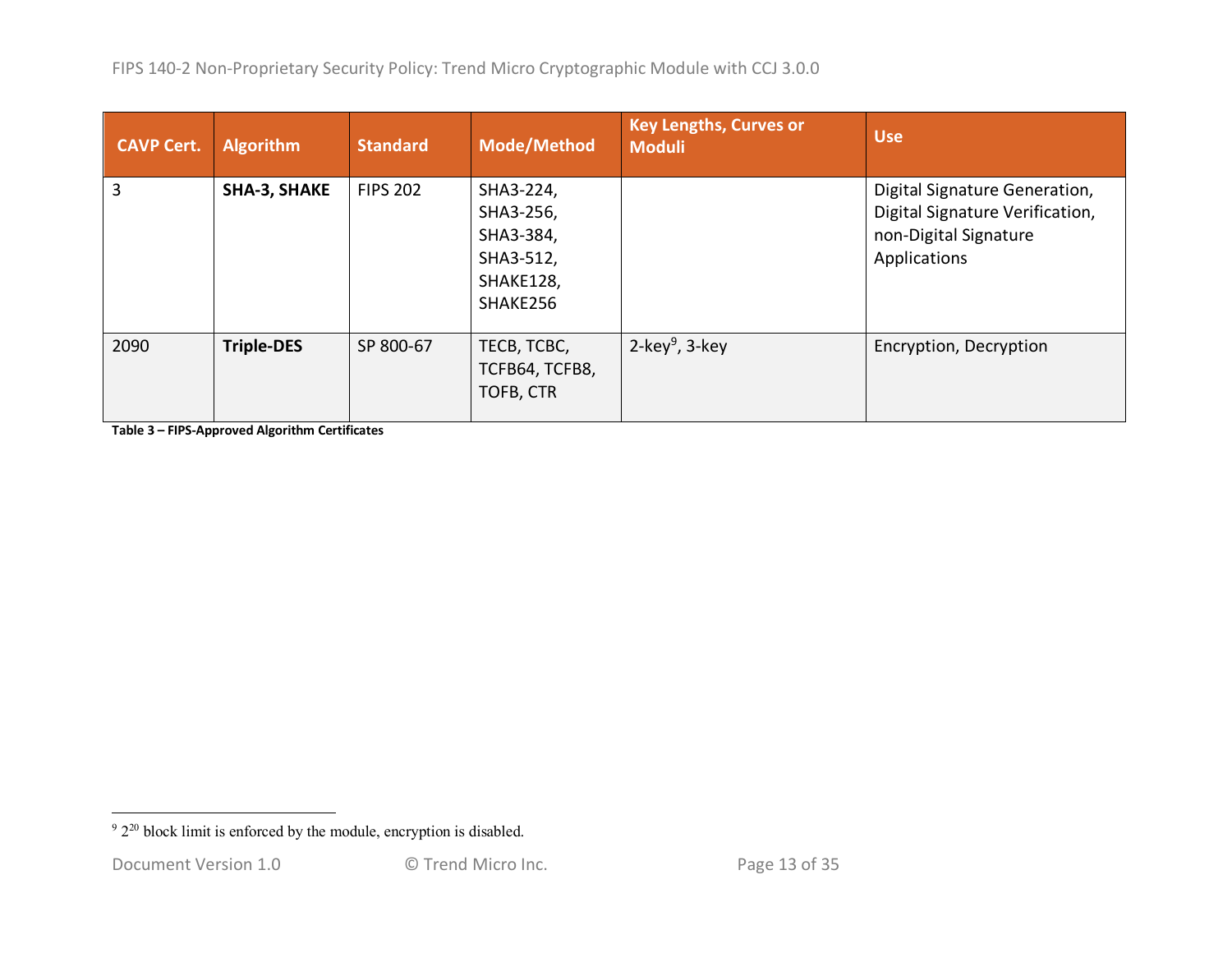| CAVP Cert. | Algorithm | Standard | Mode/Method | Key Lengths, Curves or Moduli | Use |
|---|---|---|---|---|---|
| 3 | **SHA-3, SHAKE** | FIPS 202 | SHA3-224, SHA3-256, SHA3-384, SHA3-512, SHAKE128, SHAKE256 | | Digital Signature Generation, Digital Signature Verification, non-Digital Signature Applications |
| 2090 | **Triple-DES** | SP 800-67 | TECB, TCBC, TCFB64, TCFB8, TOFB, CTR | 2-key[9], 3-key | Encryption, Decryption |

**Table 3 – FIPS-Approved Algorithm Certificates**

[9] $2^{20}$ block limit is enforced by the module, encryption is disabled.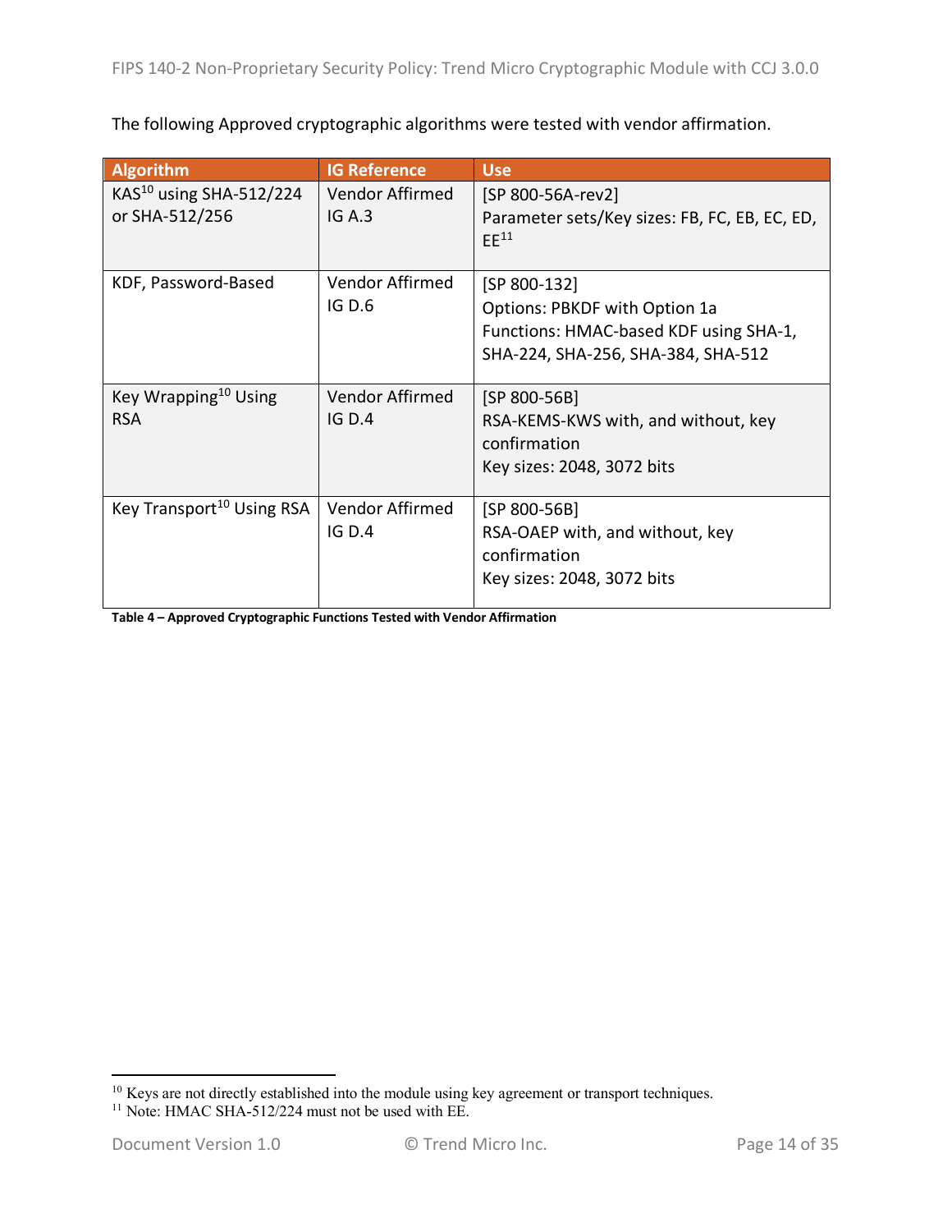The following Approved cryptographic algorithms were tested with vendor affirmation.

| Algorithm | IG Reference | Use |
|---|---|---|
| KAS[10] using SHA-512/224 or SHA-512/256 | Vendor Affirmed IG A.3 | [SP 800-56A-rev2] Parameter sets/Key sizes: FB, FC, EB, EC, ED, EE[11] |
| KDF, Password-Based | Vendor Affirmed IG D.6 | [SP 800-132] Options: PBKDF with Option 1a Functions: HMAC-based KDF using SHA-1, SHA-224, SHA-256, SHA-384, SHA-512 |
| Key Wrapping[10] Using RSA | Vendor Affirmed IG D.4 | [SP 800-56B] RSA-KEMS-KWS with, and without, key confirmation Key sizes: 2048, 3072 bits |
| Key Transport[10] Using RSA | Vendor Affirmed IG D.4 | [SP 800-56B] RSA-OAEP with, and without, key confirmation Key sizes: 2048, 3072 bits |

**Table 4 – Approved Cryptographic Functions Tested with Vendor Affirmation**

[10] Keys are not directly established into the module using key agreement or transport techniques.
[11] Note: HMAC SHA-512/224 must not be used with EE.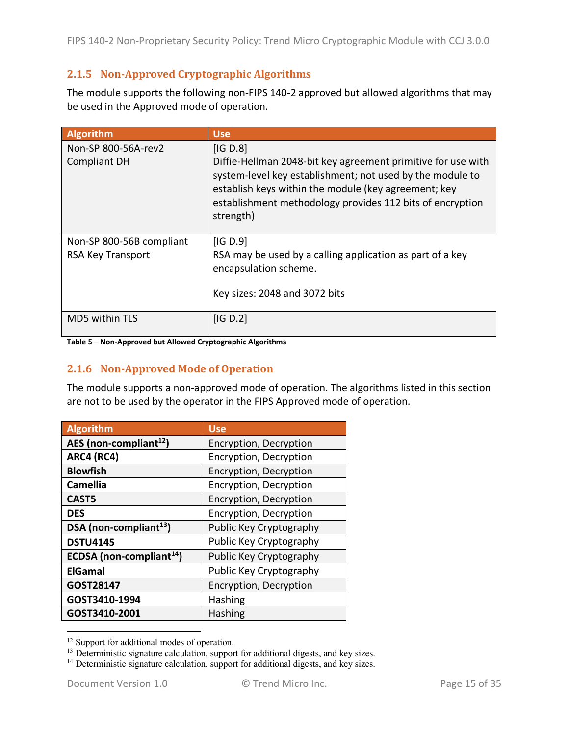### 2.1.5 Non-Approved Cryptographic Algorithms

The module supports the following non-FIPS 140-2 approved but allowed algorithms that may be used in the Approved mode of operation.

| Algorithm | Use |
|---|---|
| Non-SP 800-56A-rev2 Compliant DH | [IG D.8] Diffie-Hellman 2048-bit key agreement primitive for use with system-level key establishment; not used by the module to establish keys within the module (key agreement; key establishment methodology provides 112 bits of encryption strength) |
| Non-SP 800-56B compliant RSA Key Transport | [IG D.9] RSA may be used by a calling application as part of a key encapsulation scheme.<br><br>Key sizes: 2048 and 3072 bits |
| MD5 within TLS | [IG D.2] |

**Table 5 – Non-Approved but Allowed Cryptographic Algorithms**

### 2.1.6 Non-Approved Mode of Operation

The module supports a non-approved mode of operation. The algorithms listed in this section are not to be used by the operator in the FIPS Approved mode of operation.

| Algorithm | Use |
|---|---|
| **AES (non-compliant[12])** | Encryption, Decryption |
| **ARC4 (RC4)** | Encryption, Decryption |
| **Blowfish** | Encryption, Decryption |
| **Camellia** | Encryption, Decryption |
| **CAST5** | Encryption, Decryption |
| **DES** | Encryption, Decryption |
| **DSA (non-compliant[13])** | Public Key Cryptography |
| **DSTU4145** | Public Key Cryptography |
| **ECDSA (non-compliant[14])** | Public Key Cryptography |
| **ElGamal** | Public Key Cryptography |
| **GOST28147** | Encryption, Decryption |
| **GOST3410-1994** | Hashing |
| **GOST3410-2001** | Hashing |

[12] Support for additional modes of operation.
[13] Deterministic signature calculation, support for additional digests, and key sizes.
[14] Deterministic signature calculation, support for additional digests, and key sizes.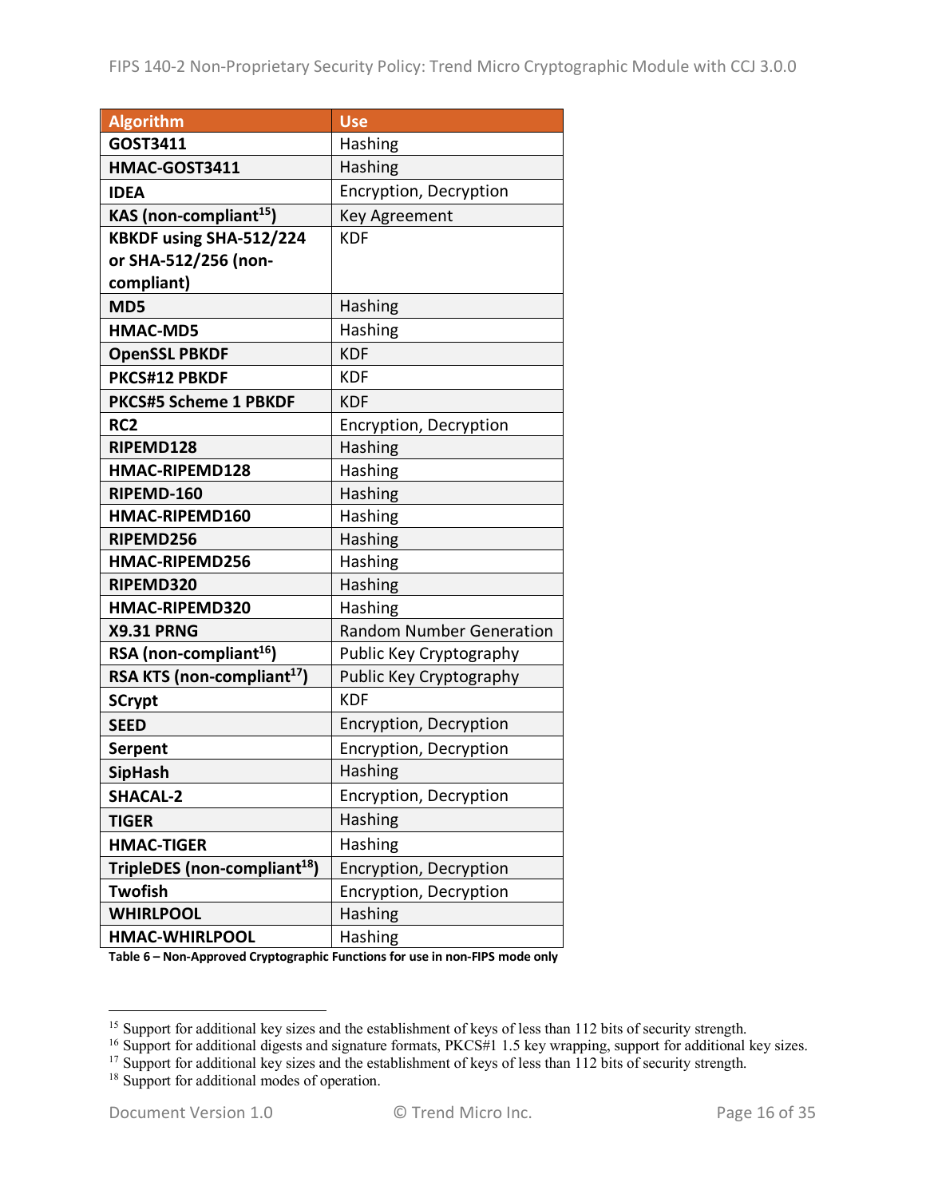| Algorithm | Use |
| --- | --- |
| **GOST3411** | Hashing |
| **HMAC-GOST3411** | Hashing |
| **IDEA** | Encryption, Decryption |
| **KAS (non-compliant[15])** | Key Agreement |
| **KBKDF using SHA-512/224 or SHA-512/256 (non-compliant)** | KDF |
| **MD5** | Hashing |
| **HMAC-MD5** | Hashing |
| **OpenSSL PBKDF** | KDF |
| **PKCS#12 PBKDF** | KDF |
| **PKCS#5 Scheme 1 PBKDF** | KDF |
| **RC2** | Encryption, Decryption |
| **RIPEMD128** | Hashing |
| **HMAC-RIPEMD128** | Hashing |
| **RIPEMD-160** | Hashing |
| **HMAC-RIPEMD160** | Hashing |
| **RIPEMD256** | Hashing |
| **HMAC-RIPEMD256** | Hashing |
| **RIPEMD320** | Hashing |
| **HMAC-RIPEMD320** | Hashing |
| **X9.31 PRNG** | Random Number Generation |
| **RSA (non-compliant[16])** | Public Key Cryptography |
| **RSA KTS (non-compliant[17])** | Public Key Cryptography |
| **SCrypt** | KDF |
| **SEED** | Encryption, Decryption |
| **Serpent** | Encryption, Decryption |
| **SipHash** | Hashing |
| **SHACAL-2** | Encryption, Decryption |
| **TIGER** | Hashing |
| **HMAC-TIGER** | Hashing |
| **TripleDES (non-compliant[18])** | Encryption, Decryption |
| **Twofish** | Encryption, Decryption |
| **WHIRLPOOL** | Hashing |
| **HMAC-WHIRLPOOL** | Hashing |

**Table 6 – Non-Approved Cryptographic Functions for use in non-FIPS mode only**

[15] Support for additional key sizes and the establishment of keys of less than 112 bits of security strength.
[16] Support for additional digests and signature formats, PKCS#1 1.5 key wrapping, support for additional key sizes.
[17] Support for additional key sizes and the establishment of keys of less than 112 bits of security strength.
[18] Support for additional modes of operation.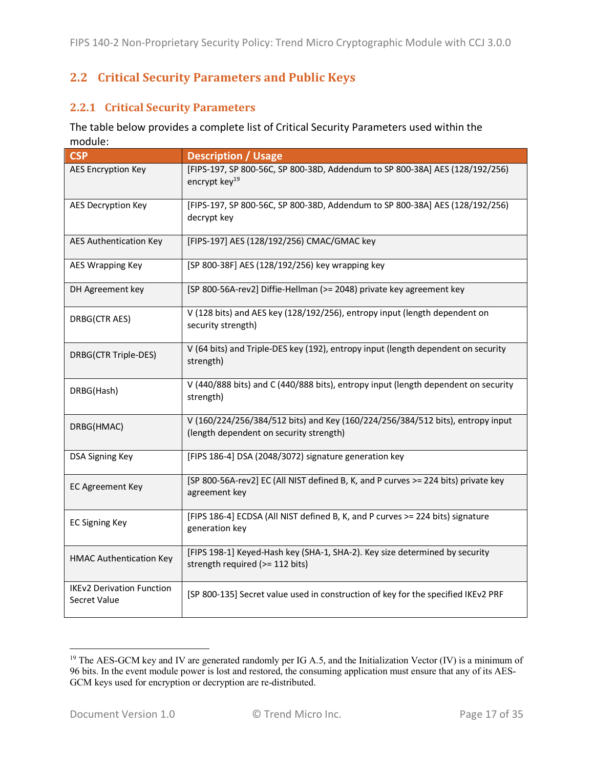## 2.2 Critical Security Parameters and Public Keys

### 2.2.1 Critical Security Parameters

The table below provides a complete list of Critical Security Parameters used within the module:

| CSP | Description / Usage |
|---|---|
| AES Encryption Key | [FIPS-197, SP 800-56C, SP 800-38D, Addendum to SP 800-38A] AES (128/192/256) encrypt key[19] |
| AES Decryption Key | [FIPS-197, SP 800-56C, SP 800-38D, Addendum to SP 800-38A] AES (128/192/256) decrypt key |
| AES Authentication Key | [FIPS-197] AES (128/192/256) CMAC/GMAC key |
| AES Wrapping Key | [SP 800-38F] AES (128/192/256) key wrapping key |
| DH Agreement key | [SP 800-56A-rev2] Diffie-Hellman (>= 2048) private key agreement key |
| DRBG(CTR AES) | V (128 bits) and AES key (128/192/256), entropy input (length dependent on security strength) |
| DRBG(CTR Triple-DES) | V (64 bits) and Triple-DES key (192), entropy input (length dependent on security strength) |
| DRBG(Hash) | V (440/888 bits) and C (440/888 bits), entropy input (length dependent on security strength) |
| DRBG(HMAC) | V (160/224/256/384/512 bits) and Key (160/224/256/384/512 bits), entropy input (length dependent on security strength) |
| DSA Signing Key | [FIPS 186-4] DSA (2048/3072) signature generation key |
| EC Agreement Key | [SP 800-56A-rev2] EC (All NIST defined B, K, and P curves >= 224 bits) private key agreement key |
| EC Signing Key | [FIPS 186-4] ECDSA (All NIST defined B, K, and P curves >= 224 bits) signature generation key |
| HMAC Authentication Key | [FIPS 198-1] Keyed-Hash key (SHA-1, SHA-2). Key size determined by security strength required (>= 112 bits) |
| IKEv2 Derivation Function Secret Value | [SP 800-135] Secret value used in construction of key for the specified IKEv2 PRF |

[19] The AES-GCM key and IV are generated randomly per IG A.5, and the Initialization Vector (IV) is a minimum of 96 bits. In the event module power is lost and restored, the consuming application must ensure that any of its AES-GCM keys used for encryption or decryption are re-distributed.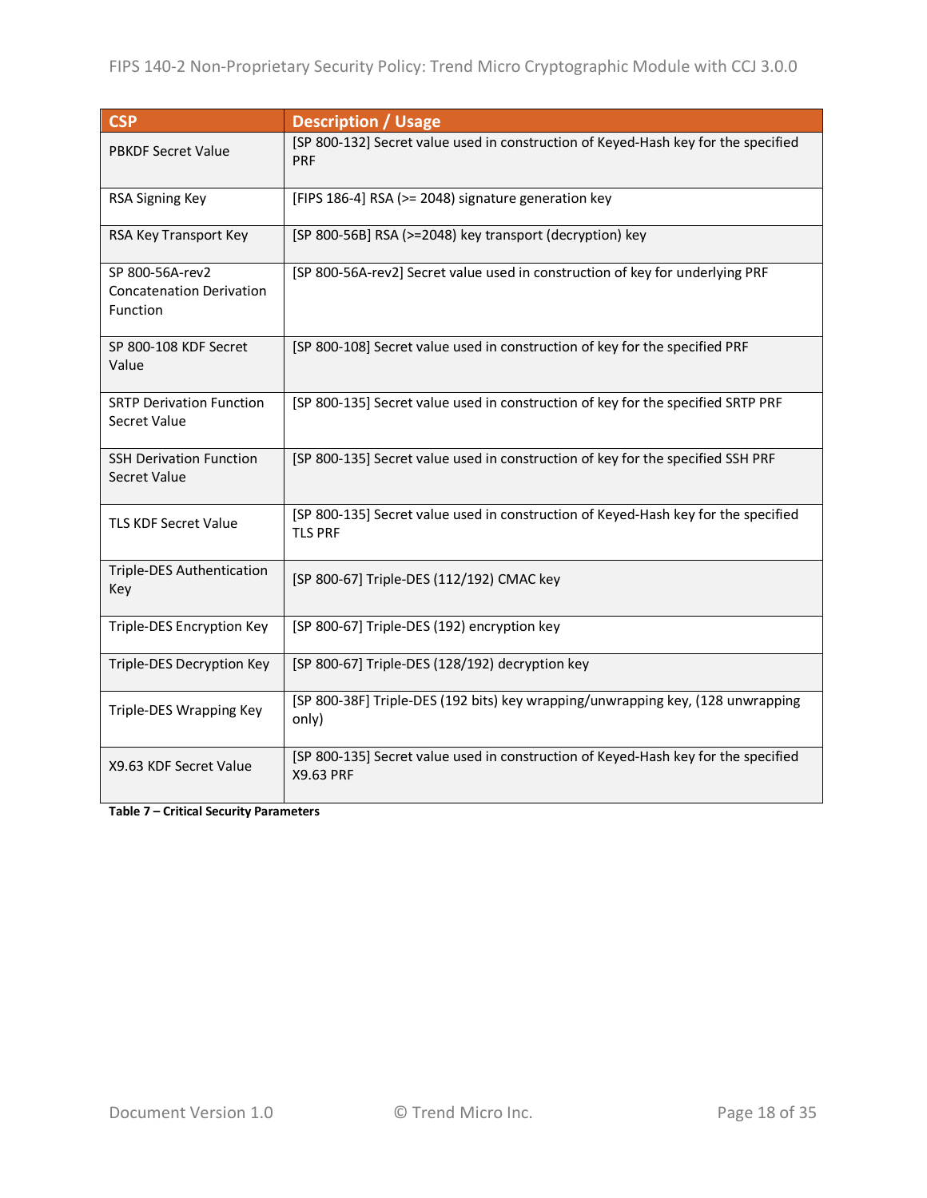| CSP | Description / Usage |
| --- | --- |
| PBKDF Secret Value | [SP 800-132] Secret value used in construction of Keyed-Hash key for the specified PRF |
| RSA Signing Key | [FIPS 186-4] RSA (>= 2048) signature generation key |
| RSA Key Transport Key | [SP 800-56B] RSA (>=2048) key transport (decryption) key |
| SP 800-56A-rev2 Concatenation Derivation Function | [SP 800-56A-rev2] Secret value used in construction of key for underlying PRF |
| SP 800-108 KDF Secret Value | [SP 800-108] Secret value used in construction of key for the specified PRF |
| SRTP Derivation Function Secret Value | [SP 800-135] Secret value used in construction of key for the specified SRTP PRF |
| SSH Derivation Function Secret Value | [SP 800-135] Secret value used in construction of key for the specified SSH PRF |
| TLS KDF Secret Value | [SP 800-135] Secret value used in construction of Keyed-Hash key for the specified TLS PRF |
| Triple-DES Authentication Key | [SP 800-67] Triple-DES (112/192) CMAC key |
| Triple-DES Encryption Key | [SP 800-67] Triple-DES (192) encryption key |
| Triple-DES Decryption Key | [SP 800-67] Triple-DES (128/192) decryption key |
| Triple-DES Wrapping Key | [SP 800-38F] Triple-DES (192 bits) key wrapping/unwrapping key, (128 unwrapping only) |
| X9.63 KDF Secret Value | [SP 800-135] Secret value used in construction of Keyed-Hash key for the specified X9.63 PRF |

**Table 7 – Critical Security Parameters**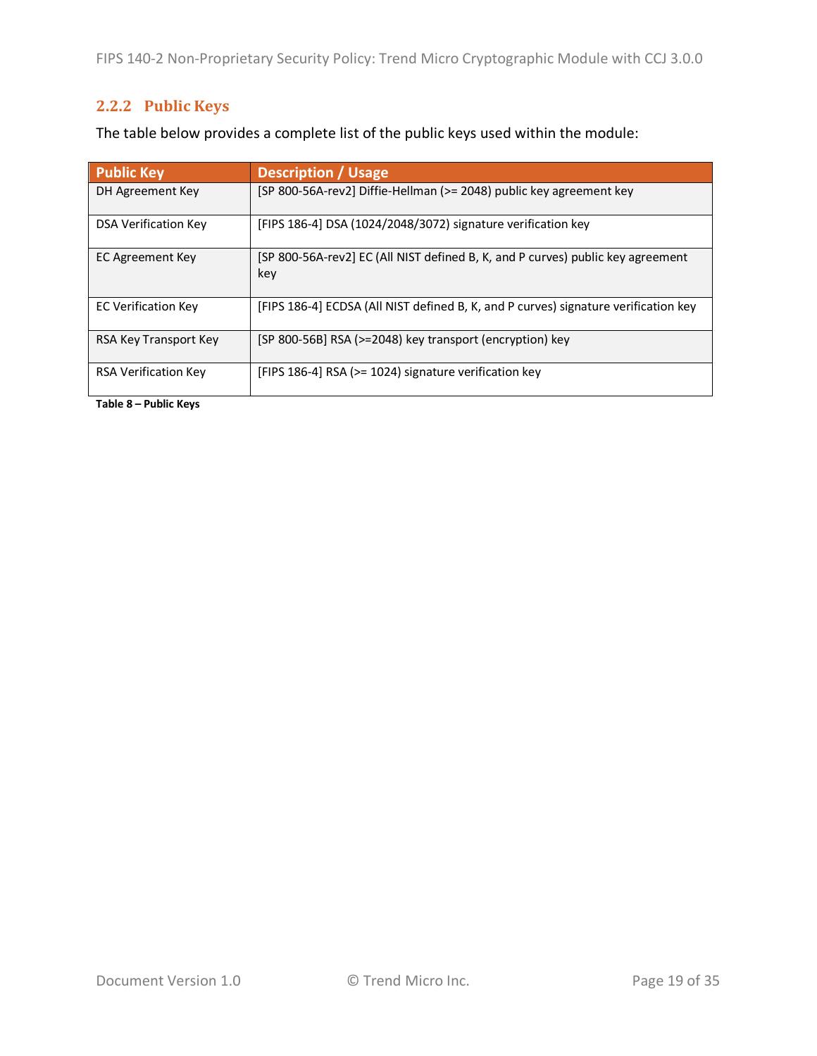### 2.2.2 Public Keys

The table below provides a complete list of the public keys used within the module:

| Public Key | Description / Usage |
|---|---|
| DH Agreement Key | [SP 800-56A-rev2] Diffie-Hellman (>= 2048) public key agreement key |
| DSA Verification Key | [FIPS 186-4] DSA (1024/2048/3072) signature verification key |
| EC Agreement Key | [SP 800-56A-rev2] EC (All NIST defined B, K, and P curves) public key agreement key |
| EC Verification Key | [FIPS 186-4] ECDSA (All NIST defined B, K, and P curves) signature verification key |
| RSA Key Transport Key | [SP 800-56B] RSA (>=2048) key transport (encryption) key |
| RSA Verification Key | [FIPS 186-4] RSA (>= 1024) signature verification key |

**Table 8 – Public Keys**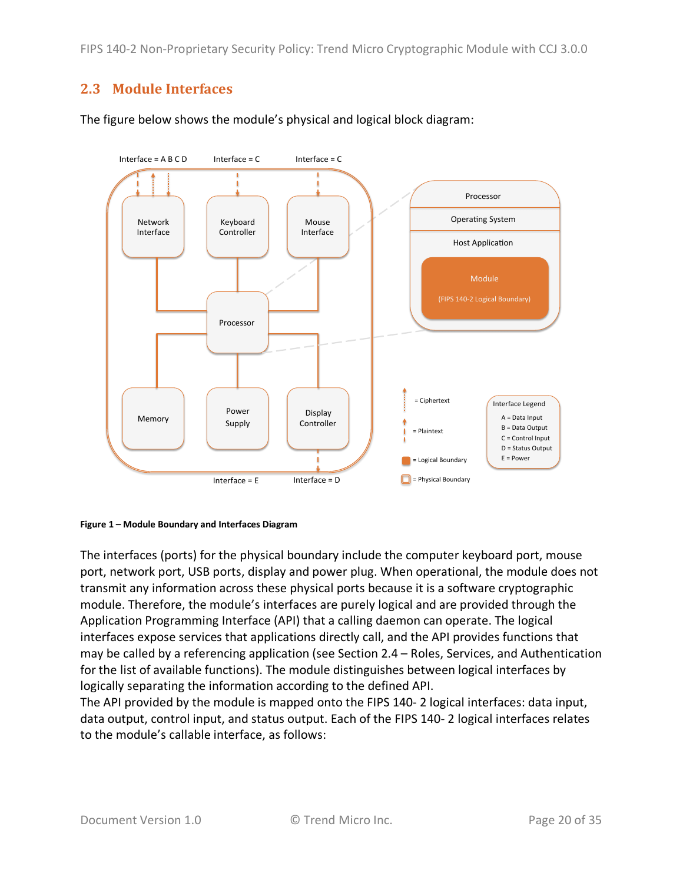## 2.3 Module Interfaces

The figure below shows the module's physical and logical block diagram:

**Figure 1 – Module Boundary and Interfaces Diagram**

The interfaces (ports) for the physical boundary include the computer keyboard port, mouse port, network port, USB ports, display and power plug. When operational, the module does not transmit any information across these physical ports because it is a software cryptographic module. Therefore, the module's interfaces are purely logical and are provided through the Application Programming Interface (API) that a calling daemon can operate. The logical interfaces expose services that applications directly call, and the API provides functions that may be called by a referencing application (see Section 2.4 – Roles, Services, and Authentication for the list of available functions). The module distinguishes between logical interfaces by logically separating the information according to the defined API.

The API provided by the module is mapped onto the FIPS 140- 2 logical interfaces: data input, data output, control input, and status output. Each of the FIPS 140- 2 logical interfaces relates to the module's callable interface, as follows: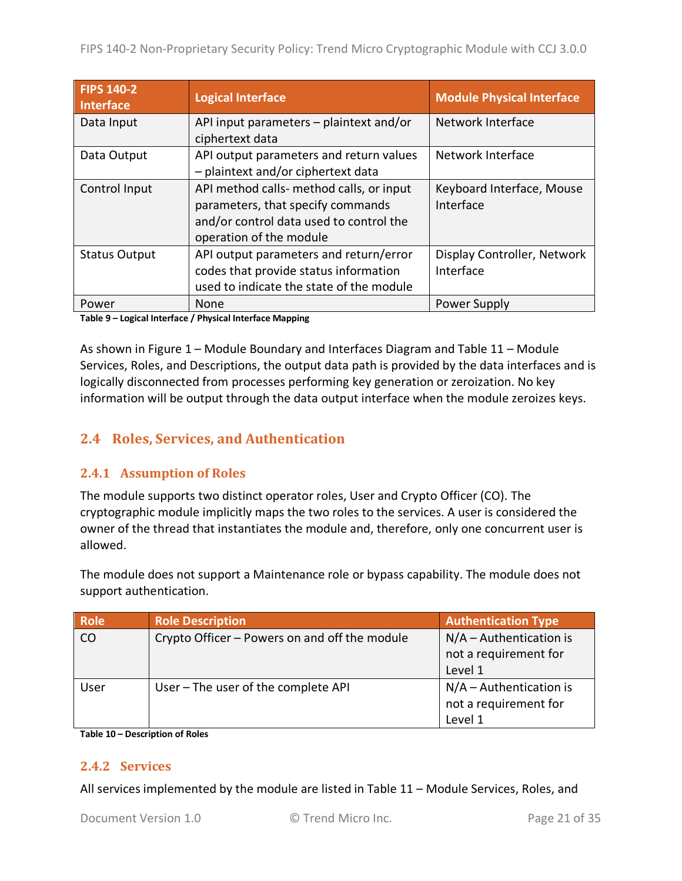| FIPS 140-2 Interface | Logical Interface | Module Physical Interface |
|---|---|---|
| Data Input | API input parameters – plaintext and/or ciphertext data | Network Interface |
| Data Output | API output parameters and return values – plaintext and/or ciphertext data | Network Interface |
| Control Input | API method calls- method calls, or input parameters, that specify commands and/or control data used to control the operation of the module | Keyboard Interface, Mouse Interface |
| Status Output | API output parameters and return/error codes that provide status information used to indicate the state of the module | Display Controller, Network Interface |
| Power | None | Power Supply |

**Table 9 – Logical Interface / Physical Interface Mapping**

As shown in Figure 1 – Module Boundary and Interfaces Diagram and Table 11 – Module Services, Roles, and Descriptions, the output data path is provided by the data interfaces and is logically disconnected from processes performing key generation or zeroization. No key information will be output through the data output interface when the module zeroizes keys.

## 2.4 Roles, Services, and Authentication

### 2.4.1 Assumption of Roles

The module supports two distinct operator roles, User and Crypto Officer (CO). The cryptographic module implicitly maps the two roles to the services. A user is considered the owner of the thread that instantiates the module and, therefore, only one concurrent user is allowed.

The module does not support a Maintenance role or bypass capability. The module does not support authentication.

| Role | Role Description | Authentication Type |
|---|---|---|
| CO | Crypto Officer – Powers on and off the module | N/A – Authentication is not a requirement for Level 1 |
| User | User – The user of the complete API | N/A – Authentication is not a requirement for Level 1 |

**Table 10 – Description of Roles**

### 2.4.2 Services

All services implemented by the module are listed in Table 11 – Module Services, Roles, and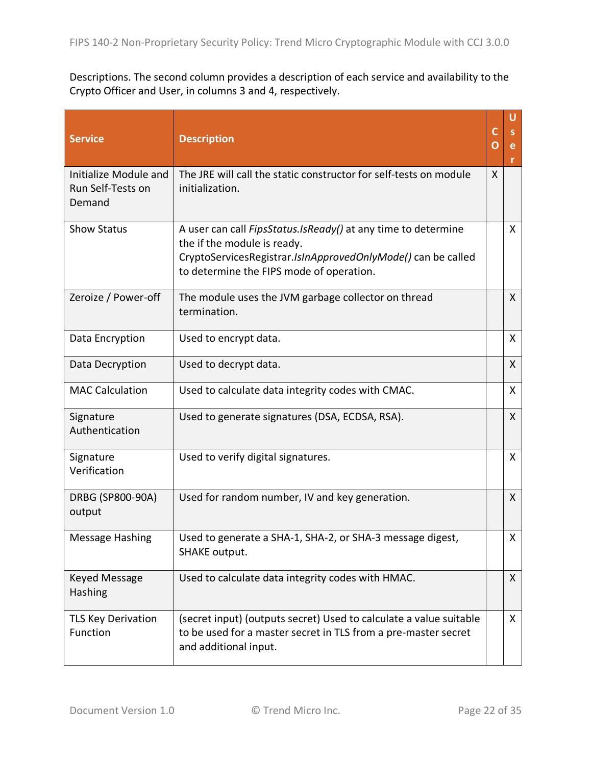Descriptions. The second column provides a description of each service and availability to the Crypto Officer and User, in columns 3 and 4, respectively.

| Service | Description | CO | User |
|---|---|---|---|
| Initialize Module and Run Self-Tests on Demand | The JRE will call the static constructor for self-tests on module initialization. | X | |
| Show Status | A user can call *FipsStatus.IsReady()* at any time to determine the if the module is ready. CryptoServicesRegistrar.*IsInApprovedOnlyMode()* can be called to determine the FIPS mode of operation. | | X |
| Zeroize / Power-off | The module uses the JVM garbage collector on thread termination. | | X |
| Data Encryption | Used to encrypt data. | | X |
| Data Decryption | Used to decrypt data. | | X |
| MAC Calculation | Used to calculate data integrity codes with CMAC. | | X |
| Signature Authentication | Used to generate signatures (DSA, ECDSA, RSA). | | X |
| Signature Verification | Used to verify digital signatures. | | X |
| DRBG (SP800-90A) output | Used for random number, IV and key generation. | | X |
| Message Hashing | Used to generate a SHA-1, SHA-2, or SHA-3 message digest, SHAKE output. | | X |
| Keyed Message Hashing | Used to calculate data integrity codes with HMAC. | | X |
| TLS Key Derivation Function | (secret input) (outputs secret) Used to calculate a value suitable to be used for a master secret in TLS from a pre-master secret and additional input. | | X |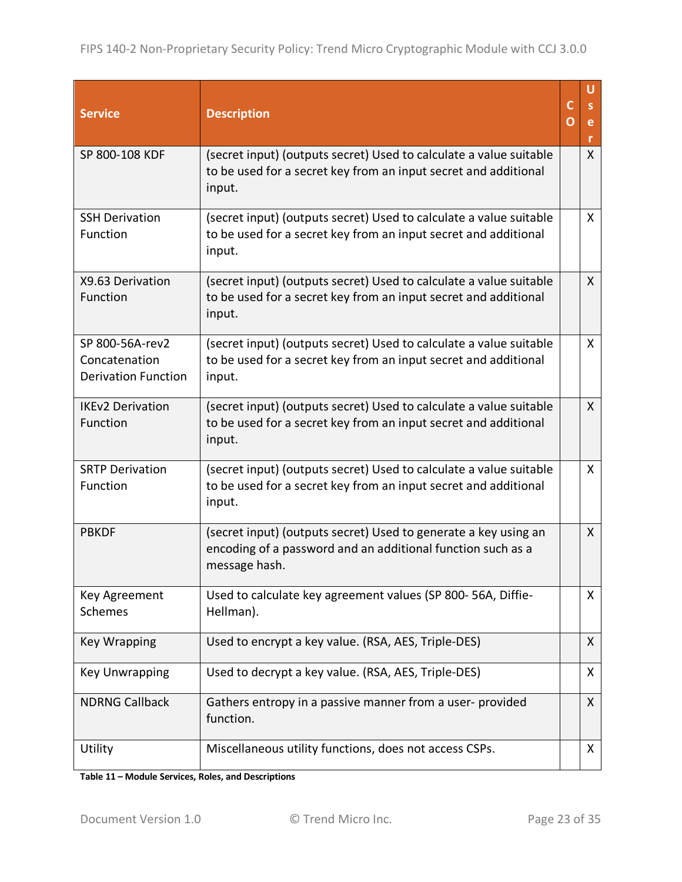| Service | Description | CO | User |
| --- | --- | --- | --- |
| SP 800-108 KDF | (secret input) (outputs secret) Used to calculate a value suitable to be used for a secret key from an input secret and additional input. | | X |
| SSH Derivation Function | (secret input) (outputs secret) Used to calculate a value suitable to be used for a secret key from an input secret and additional input. | | X |
| X9.63 Derivation Function | (secret input) (outputs secret) Used to calculate a value suitable to be used for a secret key from an input secret and additional input. | | X |
| SP 800-56A-rev2 Concatenation Derivation Function | (secret input) (outputs secret) Used to calculate a value suitable to be used for a secret key from an input secret and additional input. | | X |
| IKEv2 Derivation Function | (secret input) (outputs secret) Used to calculate a value suitable to be used for a secret key from an input secret and additional input. | | X |
| SRTP Derivation Function | (secret input) (outputs secret) Used to calculate a value suitable to be used for a secret key from an input secret and additional input. | | X |
| PBKDF | (secret input) (outputs secret) Used to generate a key using an encoding of a password and an additional function such as a message hash. | | X |
| Key Agreement Schemes | Used to calculate key agreement values (SP 800- 56A, Diffie-Hellman). | | X |
| Key Wrapping | Used to encrypt a key value. (RSA, AES, Triple-DES) | | X |
| Key Unwrapping | Used to decrypt a key value. (RSA, AES, Triple-DES) | | X |
| NDRNG Callback | Gathers entropy in a passive manner from a user- provided function. | | X |
| Utility | Miscellaneous utility functions, does not access CSPs. | | X |

**Table 11 – Module Services, Roles, and Descriptions**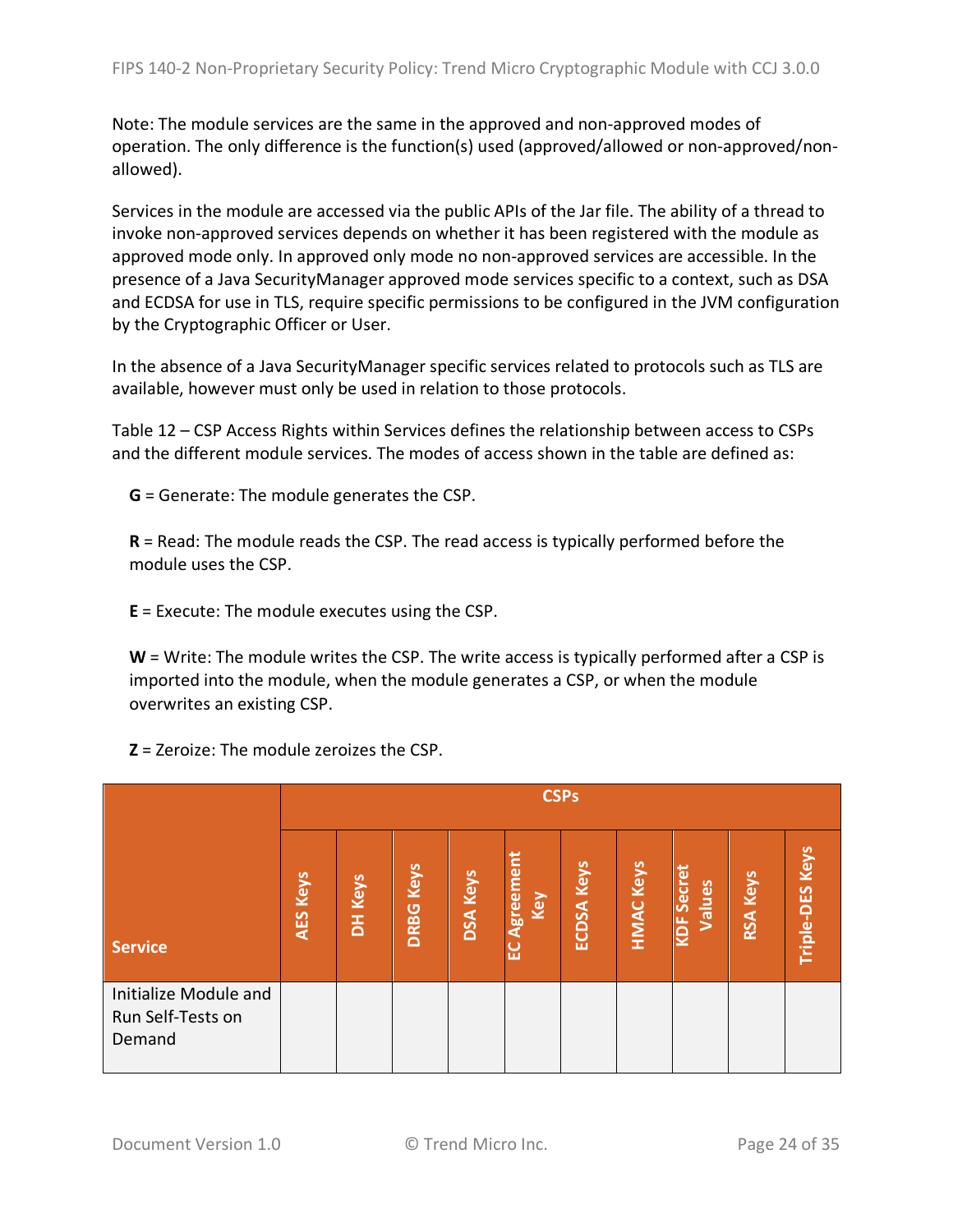Note: The module services are the same in the approved and non-approved modes of operation. The only difference is the function(s) used (approved/allowed or non-approved/non-allowed).

Services in the module are accessed via the public APIs of the Jar file. The ability of a thread to invoke non-approved services depends on whether it has been registered with the module as approved mode only. In approved only mode no non-approved services are accessible. In the presence of a Java SecurityManager approved mode services specific to a context, such as DSA and ECDSA for use in TLS, require specific permissions to be configured in the JVM configuration by the Cryptographic Officer or User.

In the absence of a Java SecurityManager specific services related to protocols such as TLS are available, however must only be used in relation to those protocols.

Table 12 – CSP Access Rights within Services defines the relationship between access to CSPs and the different module services. The modes of access shown in the table are defined as:

**G** = Generate: The module generates the CSP.

**R** = Read: The module reads the CSP. The read access is typically performed before the module uses the CSP.

**E** = Execute: The module executes using the CSP.

**W** = Write: The module writes the CSP. The write access is typically performed after a CSP is imported into the module, when the module generates a CSP, or when the module overwrites an existing CSP.

**Z** = Zeroize: The module zeroizes the CSP.

| Service | CSPs | | | | | | | | | |
|---|---|---|---|---|---|---|---|---|---|---|
| | AES Keys | DH Keys | DRBG Keys | DSA Keys | EC Agreement Key | ECDSA Keys | HMAC Keys | KDF Secret Values | RSA Keys | Triple-DES Keys |
| Initialize Module and Run Self-Tests on Demand | | | | | | | | | | |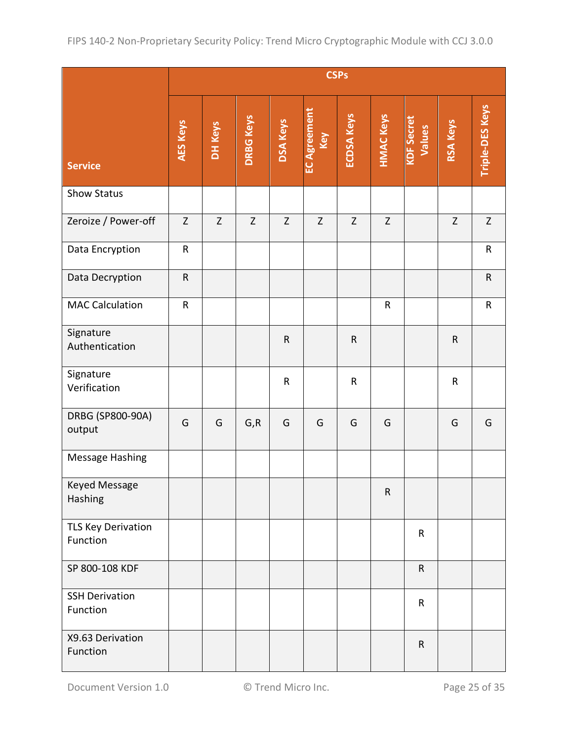| Service | CSPs | | | | | | | | | |
|---|---|---|---|---|---|---|---|---|---|---|
| | AES Keys | DH Keys | DRBG Keys | DSA Keys | EC Agreement Key | ECDSA Keys | HMAC Keys | KDF Secret Values | RSA Keys | Triple-DES Keys |
| Show Status | | | | | | | | | | |
| Zeroize / Power-off | Z | Z | Z | Z | Z | Z | Z | | Z | Z |
| Data Encryption | R | | | | | | | | | R |
| Data Decryption | R | | | | | | | | | R |
| MAC Calculation | R | | | | | | R | | | R |
| Signature Authentication | | | | R | | R | | | R | |
| Signature Verification | | | | R | | R | | | R | |
| DRBG (SP800-90A) output | G | G | G,R | G | G | G | G | | G | G |
| Message Hashing | | | | | | | | | | |
| Keyed Message Hashing | | | | | | | R | | | |
| TLS Key Derivation Function | | | | | | | | R | | |
| SP 800-108 KDF | | | | | | | | R | | |
| SSH Derivation Function | | | | | | | | R | | |
| X9.63 Derivation Function | | | | | | | | R | | |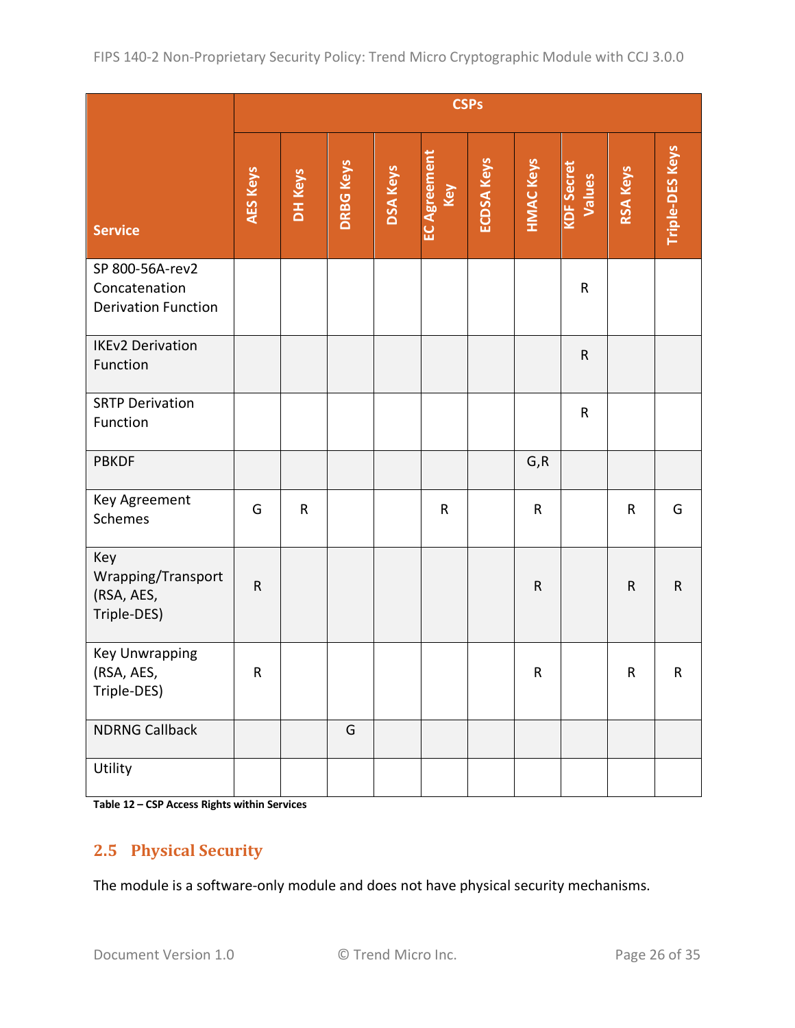| Service | CSPs | | | | | | | | | |
|---|---|---|---|---|---|---|---|---|---|---|
| | AES Keys | DH Keys | DRBG Keys | DSA Keys | EC Agreement Key | ECDSA Keys | HMAC Keys | KDF Secret Values | RSA Keys | Triple-DES Keys |
| SP 800-56A-rev2 Concatenation Derivation Function | | | | | | | | R | | |
| IKEv2 Derivation Function | | | | | | | | R | | |
| SRTP Derivation Function | | | | | | | | R | | |
| PBKDF | | | | | | | G,R | | | |
| Key Agreement Schemes | G | R | | | R | | R | | R | G |
| Key Wrapping/Transport (RSA, AES, Triple-DES) | R | | | | | | R | | R | R |
| Key Unwrapping (RSA, AES, Triple-DES) | R | | | | | | R | | R | R |
| NDRNG Callback | | | G | | | | | | | |
| Utility | | | | | | | | | | |

**Table 12 – CSP Access Rights within Services**

## 2.5 Physical Security

The module is a software-only module and does not have physical security mechanisms.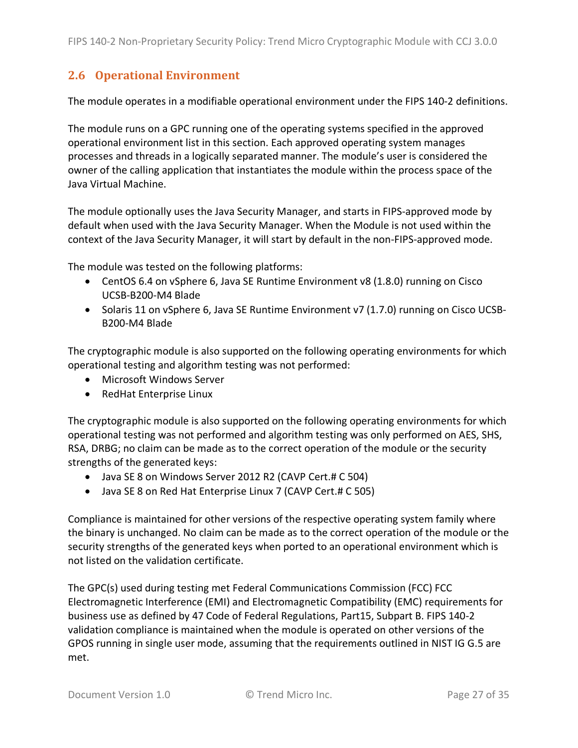## 2.6 Operational Environment

The module operates in a modifiable operational environment under the FIPS 140-2 definitions.

The module runs on a GPC running one of the operating systems specified in the approved operational environment list in this section. Each approved operating system manages processes and threads in a logically separated manner. The module's user is considered the owner of the calling application that instantiates the module within the process space of the Java Virtual Machine.

The module optionally uses the Java Security Manager, and starts in FIPS-approved mode by default when used with the Java Security Manager. When the Module is not used within the context of the Java Security Manager, it will start by default in the non-FIPS-approved mode.

The module was tested on the following platforms:

- CentOS 6.4 on vSphere 6, Java SE Runtime Environment v8 (1.8.0) running on Cisco UCSB-B200-M4 Blade
- Solaris 11 on vSphere 6, Java SE Runtime Environment v7 (1.7.0) running on Cisco UCSB-B200-M4 Blade

The cryptographic module is also supported on the following operating environments for which operational testing and algorithm testing was not performed:

- Microsoft Windows Server
- RedHat Enterprise Linux

The cryptographic module is also supported on the following operating environments for which operational testing was not performed and algorithm testing was only performed on AES, SHS, RSA, DRBG; no claim can be made as to the correct operation of the module or the security strengths of the generated keys:

- Java SE 8 on Windows Server 2012 R2 (CAVP Cert.# C 504)
- Java SE 8 on Red Hat Enterprise Linux 7 (CAVP Cert.# C 505)

Compliance is maintained for other versions of the respective operating system family where the binary is unchanged. No claim can be made as to the correct operation of the module or the security strengths of the generated keys when ported to an operational environment which is not listed on the validation certificate.

The GPC(s) used during testing met Federal Communications Commission (FCC) FCC Electromagnetic Interference (EMI) and Electromagnetic Compatibility (EMC) requirements for business use as defined by 47 Code of Federal Regulations, Part15, Subpart B. FIPS 140-2 validation compliance is maintained when the module is operated on other versions of the GPOS running in single user mode, assuming that the requirements outlined in NIST IG G.5 are met.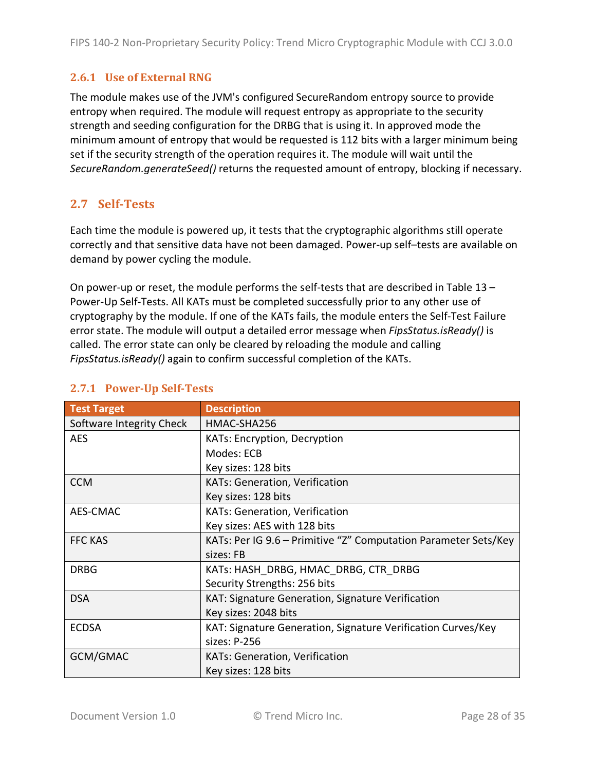### 2.6.1 Use of External RNG

The module makes use of the JVM's configured SecureRandom entropy source to provide entropy when required. The module will request entropy as appropriate to the security strength and seeding configuration for the DRBG that is using it. In approved mode the minimum amount of entropy that would be requested is 112 bits with a larger minimum being set if the security strength of the operation requires it. The module will wait until the *SecureRandom.generateSeed()* returns the requested amount of entropy, blocking if necessary.

## 2.7 Self-Tests

Each time the module is powered up, it tests that the cryptographic algorithms still operate correctly and that sensitive data have not been damaged. Power-up self–tests are available on demand by power cycling the module.

On power-up or reset, the module performs the self-tests that are described in Table 13 – Power-Up Self-Tests. All KATs must be completed successfully prior to any other use of cryptography by the module. If one of the KATs fails, the module enters the Self-Test Failure error state. The module will output a detailed error message when *FipsStatus.isReady()* is called. The error state can only be cleared by reloading the module and calling *FipsStatus.isReady()* again to confirm successful completion of the KATs.

### 2.7.1 Power-Up Self-Tests

| Test Target | Description |
| --- | --- |
| Software Integrity Check | HMAC-SHA256 |
| AES | KATs: Encryption, Decryption<br>Modes: ECB<br>Key sizes: 128 bits |
| CCM | KATs: Generation, Verification<br>Key sizes: 128 bits |
| AES-CMAC | KATs: Generation, Verification<br>Key sizes: AES with 128 bits |
| FFC KAS | KATs: Per IG 9.6 – Primitive "Z" Computation Parameter Sets/Key sizes: FB |
| DRBG | KATs: HASH_DRBG, HMAC_DRBG, CTR_DRBG<br>Security Strengths: 256 bits |
| DSA | KAT: Signature Generation, Signature Verification<br>Key sizes: 2048 bits |
| ECDSA | KAT: Signature Generation, Signature Verification Curves/Key sizes: P-256 |
| GCM/GMAC | KATs: Generation, Verification<br>Key sizes: 128 bits |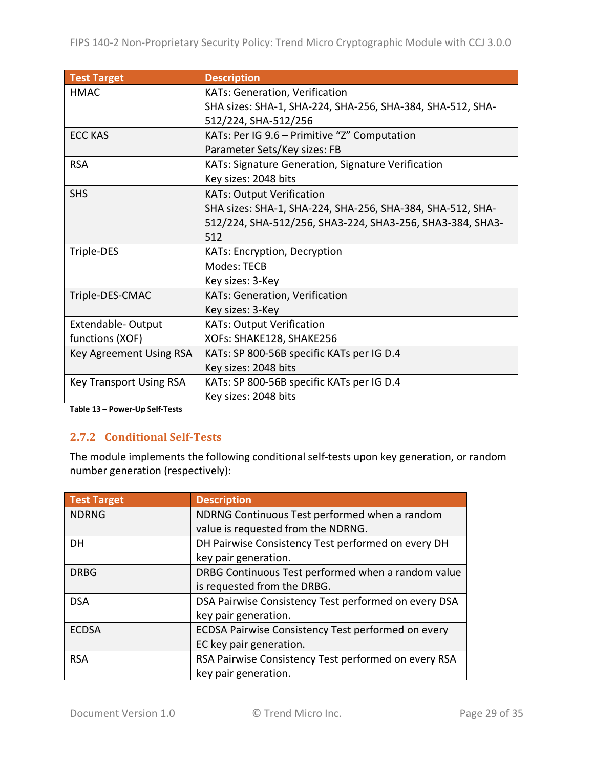| Test Target | Description |
| --- | --- |
| HMAC | KATs: Generation, Verification<br>SHA sizes: SHA-1, SHA-224, SHA-256, SHA-384, SHA-512, SHA-512/224, SHA-512/256 |
| ECC KAS | KATs: Per IG 9.6 – Primitive “Z” Computation<br>Parameter Sets/Key sizes: FB |
| RSA | KATs: Signature Generation, Signature Verification<br>Key sizes: 2048 bits |
| SHS | KATs: Output Verification<br>SHA sizes: SHA-1, SHA-224, SHA-256, SHA-384, SHA-512, SHA-512/224, SHA-512/256, SHA3-224, SHA3-256, SHA3-384, SHA3-512 |
| Triple-DES | KATs: Encryption, Decryption<br>Modes: TECB<br>Key sizes: 3-Key |
| Triple-DES-CMAC | KATs: Generation, Verification<br>Key sizes: 3-Key |
| Extendable- Output functions (XOF) | KATs: Output Verification<br>XOFs: SHAKE128, SHAKE256 |
| Key Agreement Using RSA | KATs: SP 800-56B specific KATs per IG D.4<br>Key sizes: 2048 bits |
| Key Transport Using RSA | KATs: SP 800-56B specific KATs per IG D.4<br>Key sizes: 2048 bits |

**Table 13 – Power-Up Self-Tests**

### 2.7.2 Conditional Self-Tests

The module implements the following conditional self-tests upon key generation, or random number generation (respectively):

| Test Target | Description |
| --- | --- |
| NDRNG | NDRNG Continuous Test performed when a random value is requested from the NDRNG. |
| DH | DH Pairwise Consistency Test performed on every DH key pair generation. |
| DRBG | DRBG Continuous Test performed when a random value is requested from the DRBG. |
| DSA | DSA Pairwise Consistency Test performed on every DSA key pair generation. |
| ECDSA | ECDSA Pairwise Consistency Test performed on every EC key pair generation. |
| RSA | RSA Pairwise Consistency Test performed on every RSA key pair generation. |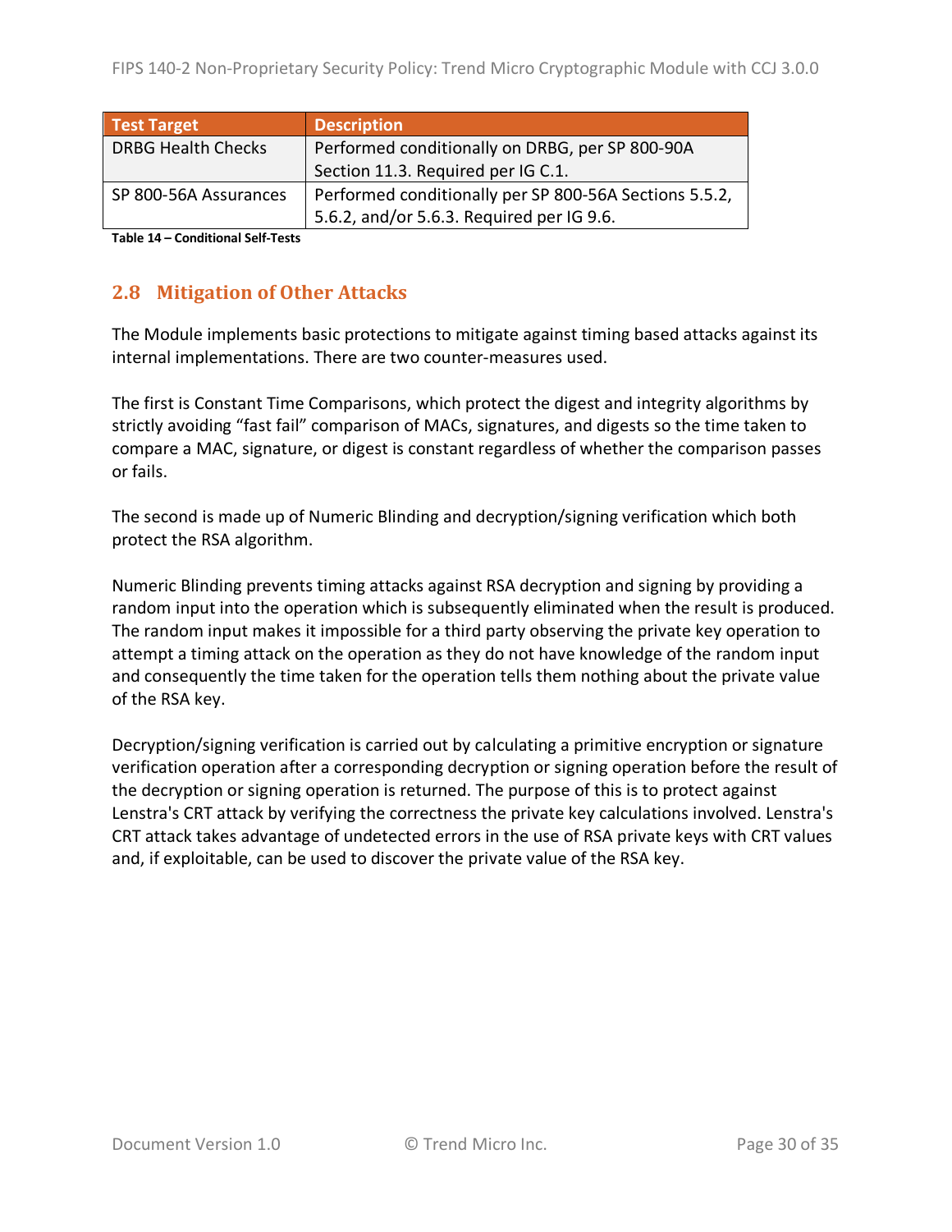| Test Target | Description |
| --- | --- |
| DRBG Health Checks | Performed conditionally on DRBG, per SP 800-90A Section 11.3. Required per IG C.1. |
| SP 800-56A Assurances | Performed conditionally per SP 800-56A Sections 5.5.2, 5.6.2, and/or 5.6.3. Required per IG 9.6. |

**Table 14 – Conditional Self-Tests**

## 2.8 Mitigation of Other Attacks

The Module implements basic protections to mitigate against timing based attacks against its internal implementations. There are two counter-measures used.

The first is Constant Time Comparisons, which protect the digest and integrity algorithms by strictly avoiding "fast fail" comparison of MACs, signatures, and digests so the time taken to compare a MAC, signature, or digest is constant regardless of whether the comparison passes or fails.

The second is made up of Numeric Blinding and decryption/signing verification which both protect the RSA algorithm.

Numeric Blinding prevents timing attacks against RSA decryption and signing by providing a random input into the operation which is subsequently eliminated when the result is produced. The random input makes it impossible for a third party observing the private key operation to attempt a timing attack on the operation as they do not have knowledge of the random input and consequently the time taken for the operation tells them nothing about the private value of the RSA key.

Decryption/signing verification is carried out by calculating a primitive encryption or signature verification operation after a corresponding decryption or signing operation before the result of the decryption or signing operation is returned. The purpose of this is to protect against Lenstra's CRT attack by verifying the correctness the private key calculations involved. Lenstra's CRT attack takes advantage of undetected errors in the use of RSA private keys with CRT values and, if exploitable, can be used to discover the private value of the RSA key.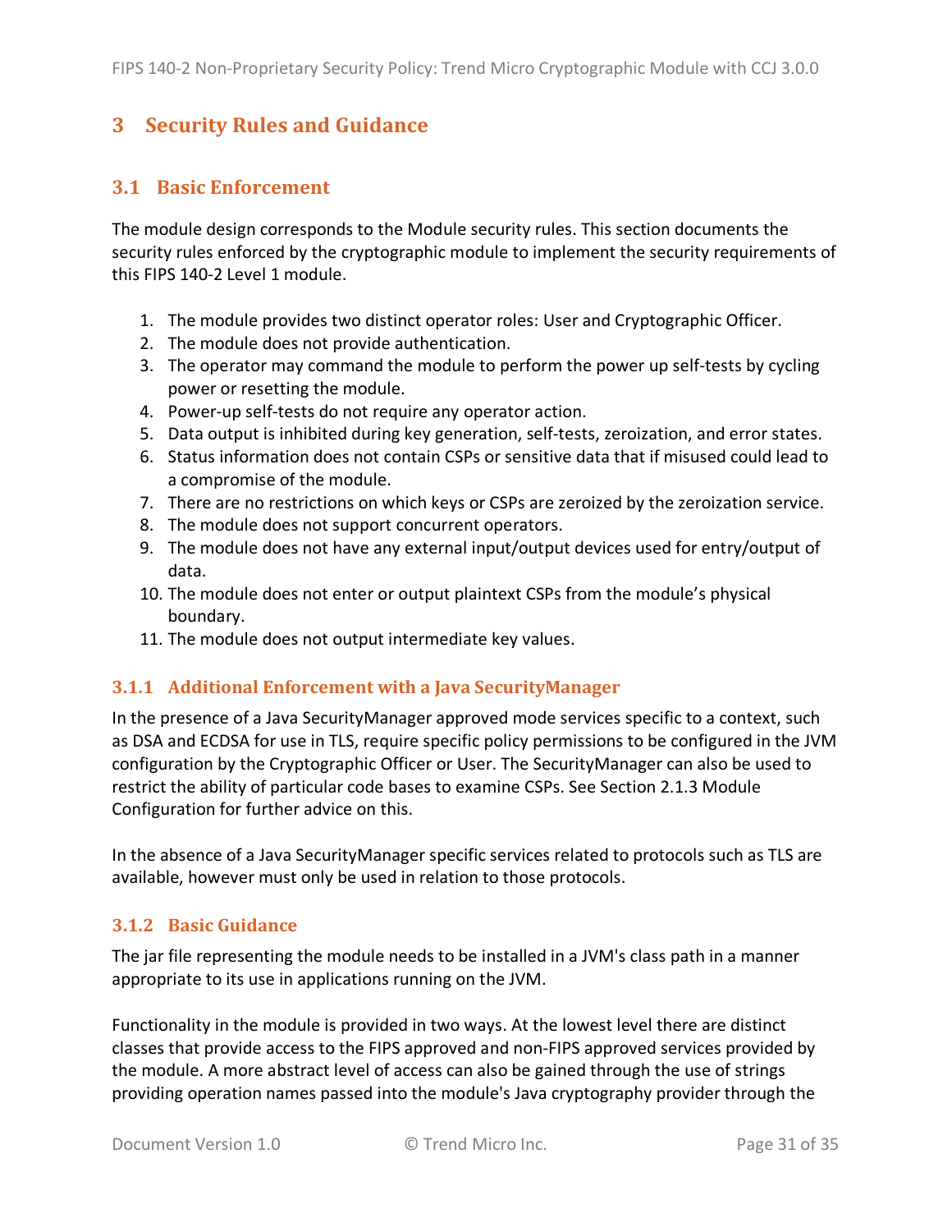# 3 Security Rules and Guidance

## 3.1 Basic Enforcement

The module design corresponds to the Module security rules. This section documents the security rules enforced by the cryptographic module to implement the security requirements of this FIPS 140-2 Level 1 module.

1. The module provides two distinct operator roles: User and Cryptographic Officer.
2. The module does not provide authentication.
3. The operator may command the module to perform the power up self-tests by cycling power or resetting the module.
4. Power-up self-tests do not require any operator action.
5. Data output is inhibited during key generation, self-tests, zeroization, and error states.
6. Status information does not contain CSPs or sensitive data that if misused could lead to a compromise of the module.
7. There are no restrictions on which keys or CSPs are zeroized by the zeroization service.
8. The module does not support concurrent operators.
9. The module does not have any external input/output devices used for entry/output of data.
10. The module does not enter or output plaintext CSPs from the module's physical boundary.
11. The module does not output intermediate key values.

### 3.1.1 Additional Enforcement with a Java SecurityManager

In the presence of a Java SecurityManager approved mode services specific to a context, such as DSA and ECDSA for use in TLS, require specific policy permissions to be configured in the JVM configuration by the Cryptographic Officer or User. The SecurityManager can also be used to restrict the ability of particular code bases to examine CSPs. See Section 2.1.3 Module Configuration for further advice on this.

In the absence of a Java SecurityManager specific services related to protocols such as TLS are available, however must only be used in relation to those protocols.

### 3.1.2 Basic Guidance

The jar file representing the module needs to be installed in a JVM's class path in a manner appropriate to its use in applications running on the JVM.

Functionality in the module is provided in two ways. At the lowest level there are distinct classes that provide access to the FIPS approved and non-FIPS approved services provided by the module. A more abstract level of access can also be gained through the use of strings providing operation names passed into the module's Java cryptography provider through the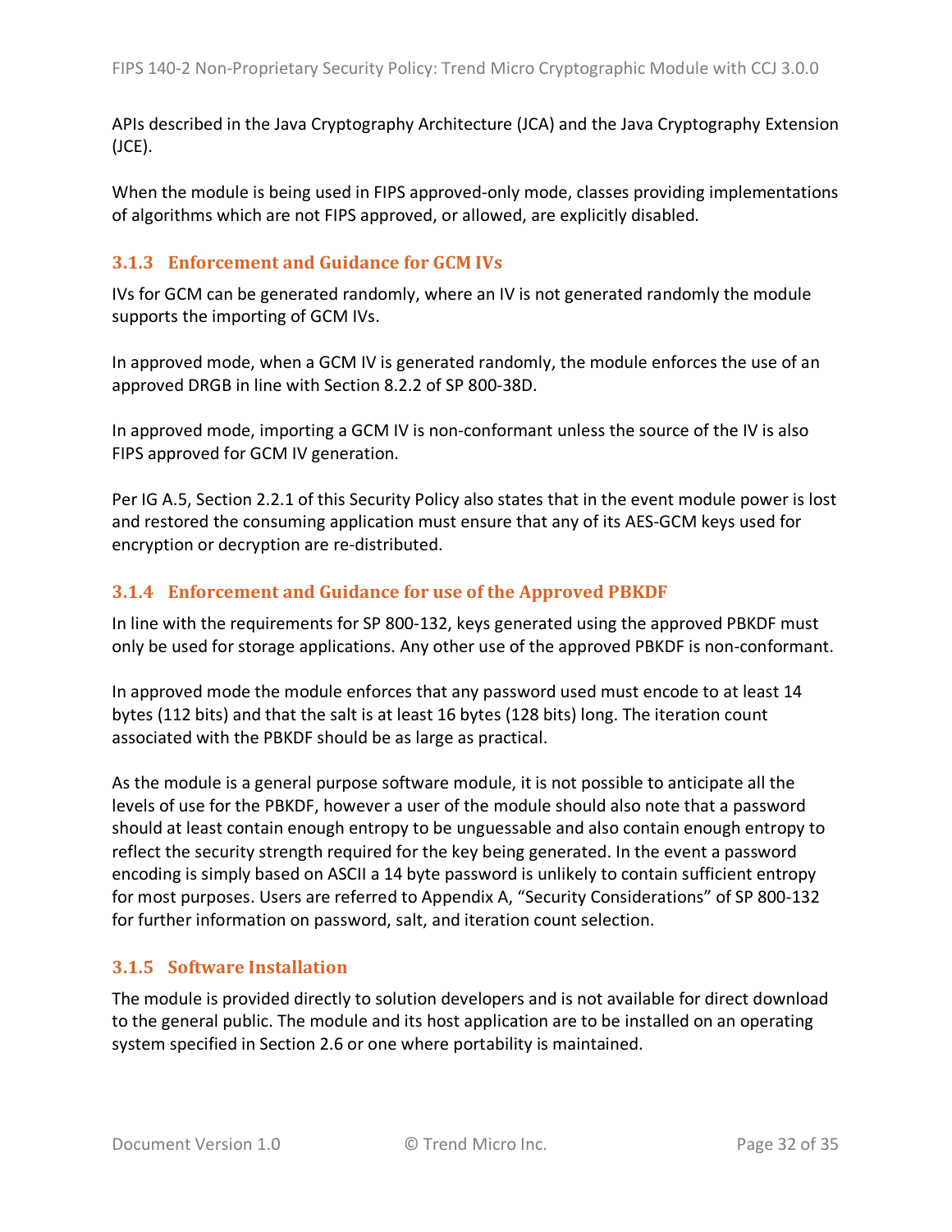APIs described in the Java Cryptography Architecture (JCA) and the Java Cryptography Extension (JCE).

When the module is being used in FIPS approved-only mode, classes providing implementations of algorithms which are not FIPS approved, or allowed, are explicitly disabled.

### 3.1.3 Enforcement and Guidance for GCM IVs

IVs for GCM can be generated randomly, where an IV is not generated randomly the module supports the importing of GCM IVs.

In approved mode, when a GCM IV is generated randomly, the module enforces the use of an approved DRGB in line with Section 8.2.2 of SP 800-38D.

In approved mode, importing a GCM IV is non-conformant unless the source of the IV is also FIPS approved for GCM IV generation.

Per IG A.5, Section 2.2.1 of this Security Policy also states that in the event module power is lost and restored the consuming application must ensure that any of its AES-GCM keys used for encryption or decryption are re-distributed.

### 3.1.4 Enforcement and Guidance for use of the Approved PBKDF

In line with the requirements for SP 800-132, keys generated using the approved PBKDF must only be used for storage applications. Any other use of the approved PBKDF is non-conformant.

In approved mode the module enforces that any password used must encode to at least 14 bytes (112 bits) and that the salt is at least 16 bytes (128 bits) long. The iteration count associated with the PBKDF should be as large as practical.

As the module is a general purpose software module, it is not possible to anticipate all the levels of use for the PBKDF, however a user of the module should also note that a password should at least contain enough entropy to be unguessable and also contain enough entropy to reflect the security strength required for the key being generated. In the event a password encoding is simply based on ASCII a 14 byte password is unlikely to contain sufficient entropy for most purposes. Users are referred to Appendix A, "Security Considerations" of SP 800-132 for further information on password, salt, and iteration count selection.

### 3.1.5 Software Installation

The module is provided directly to solution developers and is not available for direct download to the general public. The module and its host application are to be installed on an operating system specified in Section 2.6 or one where portability is maintained.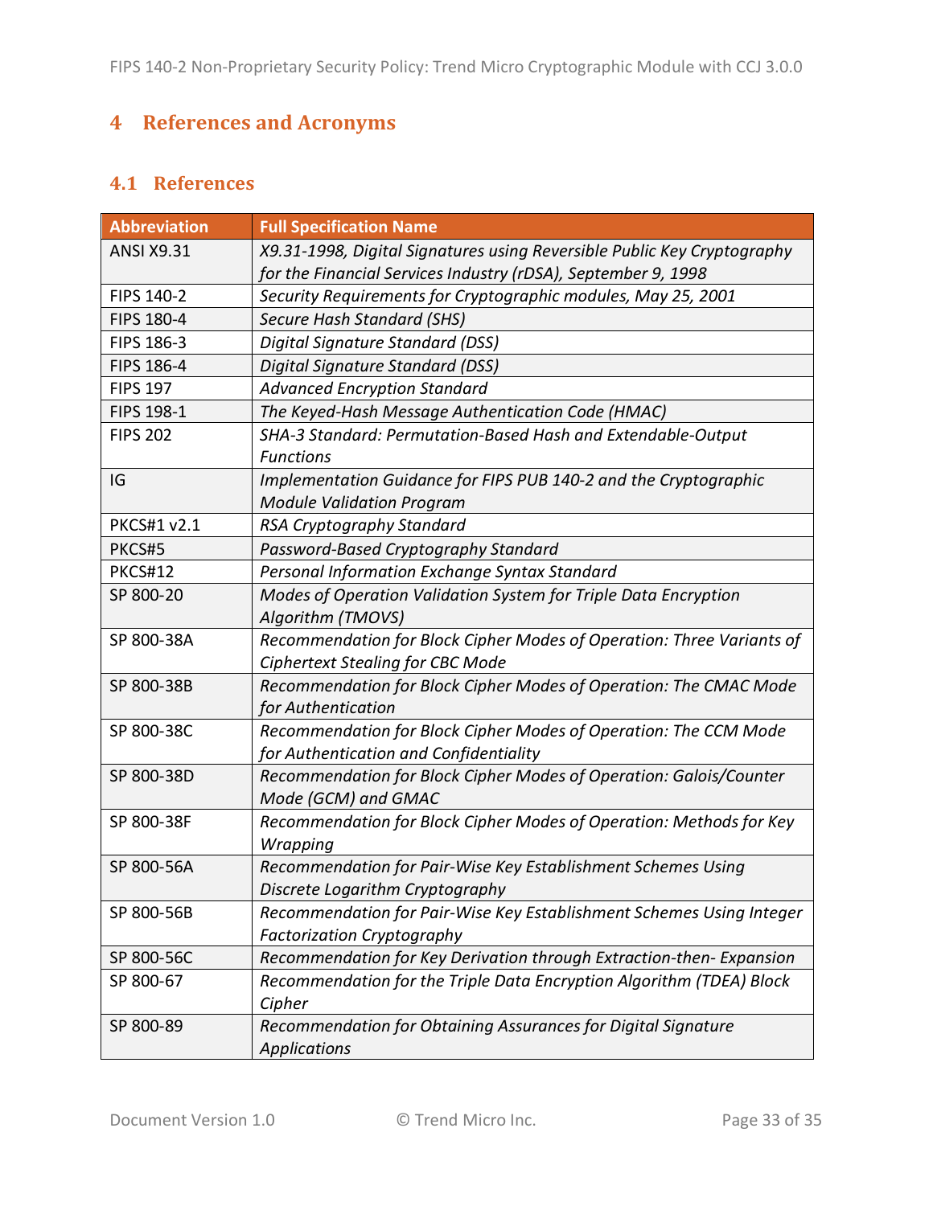# 4 References and Acronyms

## 4.1 References

| Abbreviation | Full Specification Name |
|---|---|
| ANSI X9.31 | *X9.31-1998, Digital Signatures using Reversible Public Key Cryptography for the Financial Services Industry (rDSA), September 9, 1998* |
| FIPS 140-2 | *Security Requirements for Cryptographic modules, May 25, 2001* |
| FIPS 180-4 | *Secure Hash Standard (SHS)* |
| FIPS 186-3 | *Digital Signature Standard (DSS)* |
| FIPS 186-4 | *Digital Signature Standard (DSS)* |
| FIPS 197 | *Advanced Encryption Standard* |
| FIPS 198-1 | *The Keyed-Hash Message Authentication Code (HMAC)* |
| FIPS 202 | *SHA-3 Standard: Permutation-Based Hash and Extendable-Output Functions* |
| IG | *Implementation Guidance for FIPS PUB 140-2 and the Cryptographic Module Validation Program* |
| PKCS#1 v2.1 | *RSA Cryptography Standard* |
| PKCS#5 | *Password-Based Cryptography Standard* |
| PKCS#12 | *Personal Information Exchange Syntax Standard* |
| SP 800-20 | *Modes of Operation Validation System for Triple Data Encryption Algorithm (TMOVS)* |
| SP 800-38A | *Recommendation for Block Cipher Modes of Operation: Three Variants of Ciphertext Stealing for CBC Mode* |
| SP 800-38B | *Recommendation for Block Cipher Modes of Operation: The CMAC Mode for Authentication* |
| SP 800-38C | *Recommendation for Block Cipher Modes of Operation: The CCM Mode for Authentication and Confidentiality* |
| SP 800-38D | *Recommendation for Block Cipher Modes of Operation: Galois/Counter Mode (GCM) and GMAC* |
| SP 800-38F | *Recommendation for Block Cipher Modes of Operation: Methods for Key Wrapping* |
| SP 800-56A | *Recommendation for Pair-Wise Key Establishment Schemes Using Discrete Logarithm Cryptography* |
| SP 800-56B | *Recommendation for Pair-Wise Key Establishment Schemes Using Integer Factorization Cryptography* |
| SP 800-56C | *Recommendation for Key Derivation through Extraction-then- Expansion* |
| SP 800-67 | *Recommendation for the Triple Data Encryption Algorithm (TDEA) Block Cipher* |
| SP 800-89 | *Recommendation for Obtaining Assurances for Digital Signature Applications* |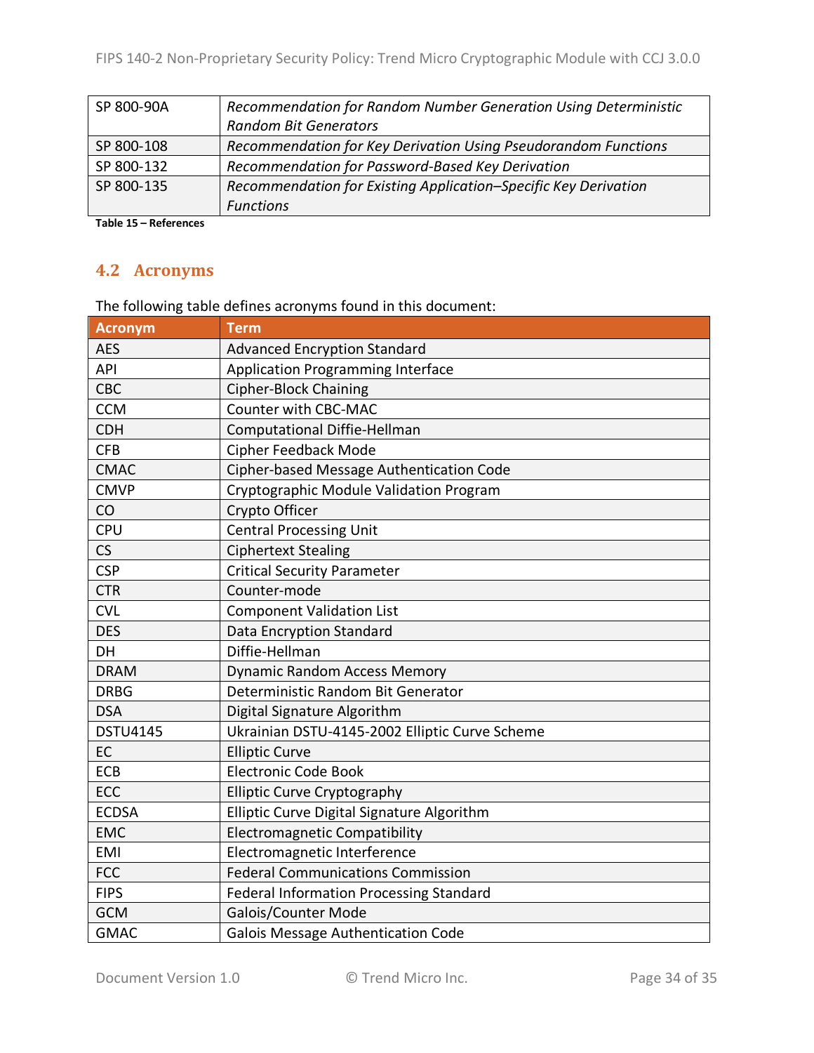| | |
|---|---|
| SP 800-90A | *Recommendation for Random Number Generation Using Deterministic Random Bit Generators* |
| SP 800-108 | *Recommendation for Key Derivation Using Pseudorandom Functions* |
| SP 800-132 | *Recommendation for Password-Based Key Derivation* |
| SP 800-135 | *Recommendation for Existing Application–Specific Key Derivation Functions* |

**Table 15 – References**

## 4.2 Acronyms

The following table defines acronyms found in this document:

| Acronym | Term |
|---|---|
| AES | Advanced Encryption Standard |
| API | Application Programming Interface |
| CBC | Cipher-Block Chaining |
| CCM | Counter with CBC-MAC |
| CDH | Computational Diffie-Hellman |
| CFB | Cipher Feedback Mode |
| CMAC | Cipher-based Message Authentication Code |
| CMVP | Cryptographic Module Validation Program |
| CO | Crypto Officer |
| CPU | Central Processing Unit |
| CS | Ciphertext Stealing |
| CSP | Critical Security Parameter |
| CTR | Counter-mode |
| CVL | Component Validation List |
| DES | Data Encryption Standard |
| DH | Diffie-Hellman |
| DRAM | Dynamic Random Access Memory |
| DRBG | Deterministic Random Bit Generator |
| DSA | Digital Signature Algorithm |
| DSTU4145 | Ukrainian DSTU-4145-2002 Elliptic Curve Scheme |
| EC | Elliptic Curve |
| ECB | Electronic Code Book |
| ECC | Elliptic Curve Cryptography |
| ECDSA | Elliptic Curve Digital Signature Algorithm |
| EMC | Electromagnetic Compatibility |
| EMI | Electromagnetic Interference |
| FCC | Federal Communications Commission |
| FIPS | Federal Information Processing Standard |
| GCM | Galois/Counter Mode |
| GMAC | Galois Message Authentication Code |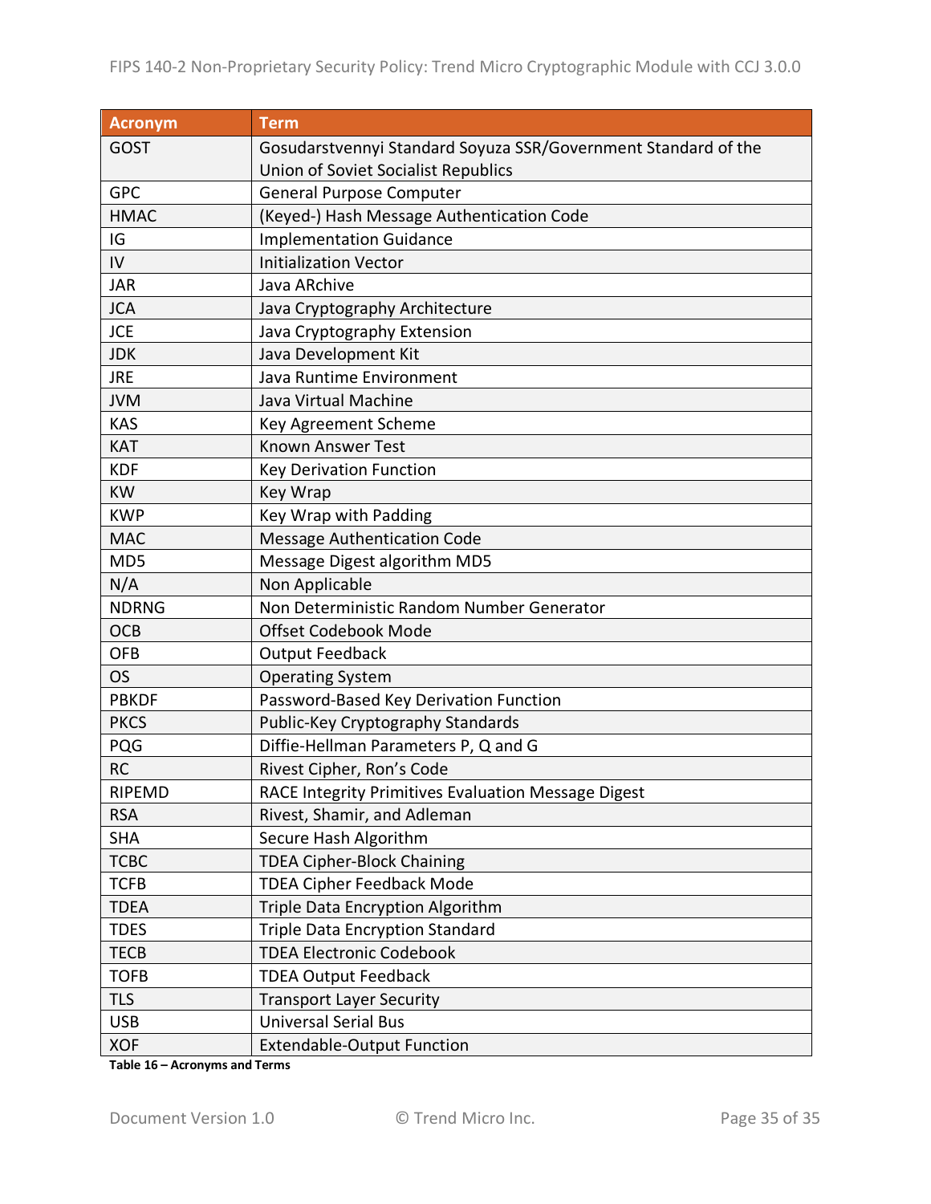| Acronym | Term |
|---|---|
| GOST | Gosudarstvennyi Standard Soyuza SSR/Government Standard of the Union of Soviet Socialist Republics |
| GPC | General Purpose Computer |
| HMAC | (Keyed-) Hash Message Authentication Code |
| IG | Implementation Guidance |
| IV | Initialization Vector |
| JAR | Java ARchive |
| JCA | Java Cryptography Architecture |
| JCE | Java Cryptography Extension |
| JDK | Java Development Kit |
| JRE | Java Runtime Environment |
| JVM | Java Virtual Machine |
| KAS | Key Agreement Scheme |
| KAT | Known Answer Test |
| KDF | Key Derivation Function |
| KW | Key Wrap |
| KWP | Key Wrap with Padding |
| MAC | Message Authentication Code |
| MD5 | Message Digest algorithm MD5 |
| N/A | Non Applicable |
| NDRNG | Non Deterministic Random Number Generator |
| OCB | Offset Codebook Mode |
| OFB | Output Feedback |
| OS | Operating System |
| PBKDF | Password-Based Key Derivation Function |
| PKCS | Public-Key Cryptography Standards |
| PQG | Diffie-Hellman Parameters P, Q and G |
| RC | Rivest Cipher, Ron's Code |
| RIPEMD | RACE Integrity Primitives Evaluation Message Digest |
| RSA | Rivest, Shamir, and Adleman |
| SHA | Secure Hash Algorithm |
| TCBC | TDEA Cipher-Block Chaining |
| TCFB | TDEA Cipher Feedback Mode |
| TDEA | Triple Data Encryption Algorithm |
| TDES | Triple Data Encryption Standard |
| TECB | TDEA Electronic Codebook |
| TOFB | TDEA Output Feedback |
| TLS | Transport Layer Security |
| USB | Universal Serial Bus |
| XOF | Extendable-Output Function |

**Table 16 – Acronyms and Terms**